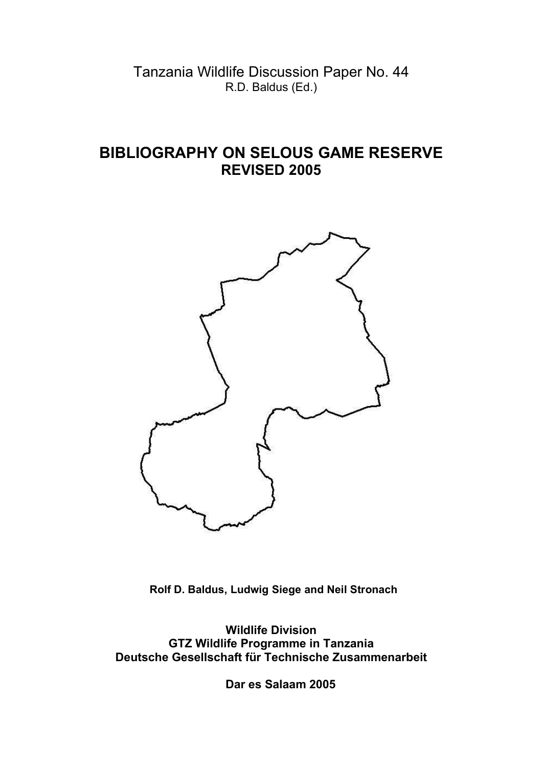Tanzania Wildlife Discussion Paper No. 44

R.D. Baldus (Ed.)

# BIBLIOGRAPHY ON SELOUS GAME RESERVE
## REVISED 2005

**Rolf D. Baldus, Ludwig Siege and Neil Stronach**

**Wildlife Division**
**GTZ Wildlife Programme in Tanzania**
**Deutsche Gesellschaft für Technische Zusammenarbeit**

**Dar es Salaam 2005**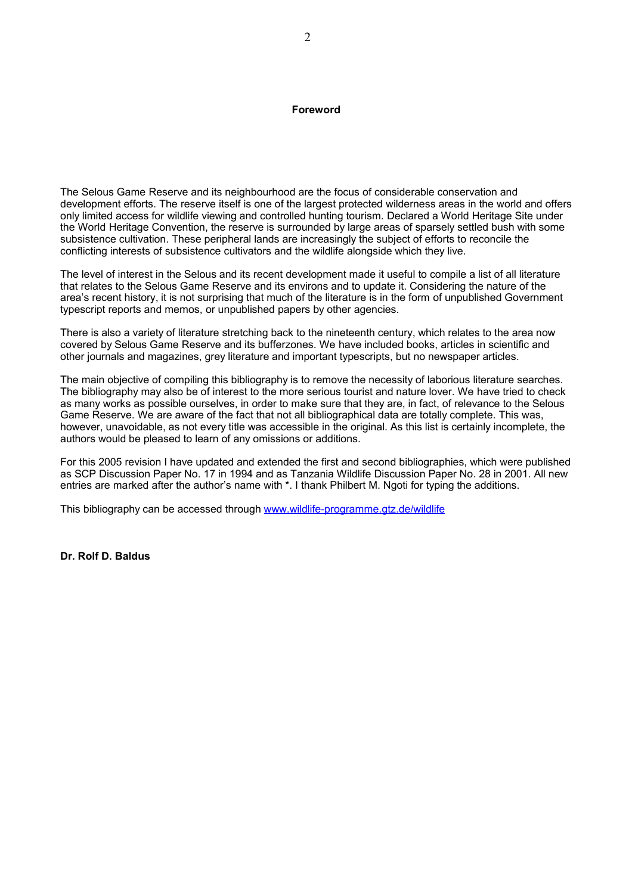## Foreword

The Selous Game Reserve and its neighbourhood are the focus of considerable conservation and development efforts. The reserve itself is one of the largest protected wilderness areas in the world and offers only limited access for wildlife viewing and controlled hunting tourism. Declared a World Heritage Site under the World Heritage Convention, the reserve is surrounded by large areas of sparsely settled bush with some subsistence cultivation. These peripheral lands are increasingly the subject of efforts to reconcile the conflicting interests of subsistence cultivators and the wildlife alongside which they live.

The level of interest in the Selous and its recent development made it useful to compile a list of all literature that relates to the Selous Game Reserve and its environs and to update it. Considering the nature of the area's recent history, it is not surprising that much of the literature is in the form of unpublished Government typescript reports and memos, or unpublished papers by other agencies.

There is also a variety of literature stretching back to the nineteenth century, which relates to the area now covered by Selous Game Reserve and its bufferzones. We have included books, articles in scientific and other journals and magazines, grey literature and important typescripts, but no newspaper articles.

The main objective of compiling this bibliography is to remove the necessity of laborious literature searches. The bibliography may also be of interest to the more serious tourist and nature lover. We have tried to check as many works as possible ourselves, in order to make sure that they are, in fact, of relevance to the Selous Game Reserve. We are aware of the fact that not all bibliographical data are totally complete. This was, however, unavoidable, as not every title was accessible in the original. As this list is certainly incomplete, the authors would be pleased to learn of any omissions or additions.

For this 2005 revision I have updated and extended the first and second bibliographies, which were published as SCP Discussion Paper No. 17 in 1994 and as Tanzania Wildlife Discussion Paper No. 28 in 2001. All new entries are marked after the author's name with *. I thank Philbert M. Ngoti for typing the additions.

This bibliography can be accessed through [www.wildlife-programme.gtz.de/wildlife](http://www.wildlife-programme.gtz.de/wildlife)

**Dr. Rolf D. Baldus**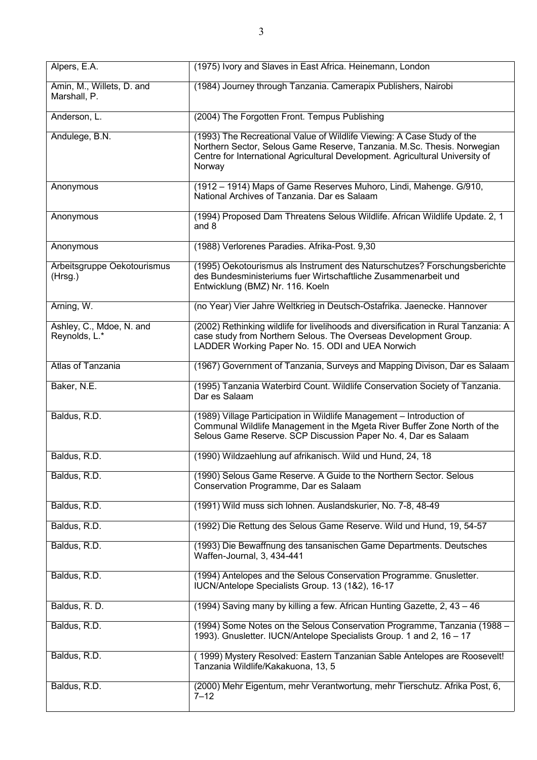| | |
|---|---|
| Alpers, E.A. | (1975) Ivory and Slaves in East Africa. Heinemann, London |
| Amin, M., Willets, D. and Marshall, P. | (1984) Journey through Tanzania. Camerapix Publishers, Nairobi |
| Anderson, L. | (2004) The Forgotten Front. Tempus Publishing |
| Andulege, B.N. | (1993) The Recreational Value of Wildlife Viewing: A Case Study of the Northern Sector, Selous Game Reserve, Tanzania. M.Sc. Thesis. Norwegian Centre for International Agricultural Development. Agricultural University of Norway |
| Anonymous | (1912 – 1914) Maps of Game Reserves Muhoro, Lindi, Mahenge. G/910, National Archives of Tanzania. Dar es Salaam |
| Anonymous | (1994) Proposed Dam Threatens Selous Wildlife. African Wildlife Update. 2, 1 and 8 |
| Anonymous | (1988) Verlorenes Paradies. Afrika-Post. 9,30 |
| Arbeitsgruppe Oekotourismus (Hrsg.) | (1995) Oekotourismus als Instrument des Naturschutzes? Forschungsberichte des Bundesministeriums fuer Wirtschaftliche Zusammenarbeit und Entwicklung (BMZ) Nr. 116. Koeln |
| Arning, W. | (no Year) Vier Jahre Weltkrieg in Deutsch-Ostafrika. Jaenecke. Hannover |
| Ashley, C., Mdoe, N. and Reynolds, L.* | (2002) Rethinking wildlife for livelihoods and diversification in Rural Tanzania: A case study from Northern Selous. The Overseas Development Group. LADDER Working Paper No. 15. ODI and UEA Norwich |
| Atlas of Tanzania | (1967) Government of Tanzania, Surveys and Mapping Divison, Dar es Salaam |
| Baker, N.E. | (1995) Tanzania Waterbird Count. Wildlife Conservation Society of Tanzania. Dar es Salaam |
| Baldus, R.D. | (1989) Village Participation in Wildlife Management – Introduction of Communal Wildlife Management in the Mgeta River Buffer Zone North of the Selous Game Reserve. SCP Discussion Paper No. 4, Dar es Salaam |
| Baldus, R.D. | (1990) Wildzaehlung auf afrikanisch. Wild und Hund, 24, 18 |
| Baldus, R.D. | (1990) Selous Game Reserve. A Guide to the Northern Sector. Selous Conservation Programme, Dar es Salaam |
| Baldus, R.D. | (1991) Wild muss sich lohnen. Auslandskurier, No. 7-8, 48-49 |
| Baldus, R.D. | (1992) Die Rettung des Selous Game Reserve. Wild und Hund, 19, 54-57 |
| Baldus, R.D. | (1993) Die Bewaffnung des tansanischen Game Departments. Deutsches Waffen-Journal, 3, 434-441 |
| Baldus, R.D. | (1994) Antelopes and the Selous Conservation Programme. Gnusletter. IUCN/Antelope Specialists Group. 13 (1&2), 16-17 |
| Baldus, R. D. | (1994) Saving many by killing a few. African Hunting Gazette, 2, 43 – 46 |
| Baldus, R.D. | (1994) Some Notes on the Selous Conservation Programme, Tanzania (1988 – 1993). Gnusletter. IUCN/Antelope Specialists Group. 1 and 2, 16 – 17 |
| Baldus, R.D. | ( 1999) Mystery Resolved: Eastern Tanzanian Sable Antelopes are Roosevelt! Tanzania Wildlife/Kakakuona, 13, 5 |
| Baldus, R.D. | (2000) Mehr Eigentum, mehr Verantwortung, mehr Tierschutz. Afrika Post, 6, 7–12 |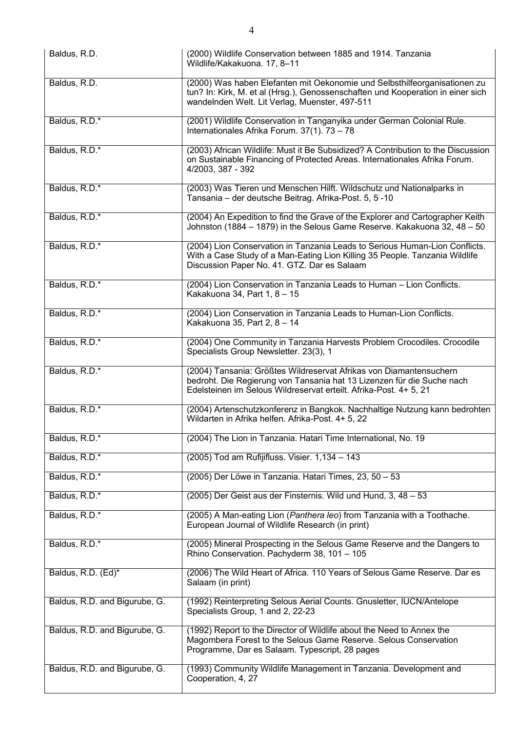| | |
|---|---|
| Baldus, R.D. | (2000) Wildlife Conservation between 1885 and 1914. Tanzania Wildlife/Kakakuona. 17, 8–11 |
| Baldus, R.D. | (2000) Was haben Elefanten mit Oekonomie und Selbsthilfeorganisationen zu tun? In: Kirk, M. et al (Hrsg.), Genossenschaften und Kooperation in einer sich wandelnden Welt. Lit Verlag, Muenster, 497-511 |
| Baldus, R.D.* | (2001) Wildlife Conservation in Tanganyika under German Colonial Rule. Internationales Afrika Forum. 37(1). 73 – 78 |
| Baldus, R.D.* | (2003) African Wildlife: Must it Be Subsidized? A Contribution to the Discussion on Sustainable Financing of Protected Areas. Internationales Afrika Forum. 4/2003, 387 - 392 |
| Baldus, R.D.* | (2003) Was Tieren und Menschen Hilft. Wildschutz und Nationalparks in Tansania – der deutsche Beitrag. Afrika-Post. 5, 5 -10 |
| Baldus, R.D.* | (2004) An Expedition to find the Grave of the Explorer and Cartographer Keith Johnston (1884 – 1879) in the Selous Game Reserve. Kakakuona 32, 48 – 50 |
| Baldus, R.D.* | (2004) Lion Conservation in Tanzania Leads to Serious Human-Lion Conflicts. With a Case Study of a Man-Eating Lion Killing 35 People. Tanzania Wildlife Discussion Paper No. 41. GTZ. Dar es Salaam |
| Baldus, R.D.* | (2004) Lion Conservation in Tanzania Leads to Human – Lion Conflicts. Kakakuona 34, Part 1, 8 – 15 |
| Baldus, R.D.* | (2004) Lion Conservation in Tanzania Leads to Human-Lion Conflicts. Kakakuona 35, Part 2, 8 – 14 |
| Baldus, R.D.* | (2004) One Community in Tanzania Harvests Problem Crocodiles. Crocodile Specialists Group Newsletter. 23(3), 1 |
| Baldus, R.D.* | (2004) Tansania: Größtes Wildreservat Afrikas von Diamantensuchern bedroht. Die Regierung von Tansania hat 13 Lizenzen für die Suche nach Edelsteinen im Selous Wildreservat erteilt. Afrika-Post. 4+ 5, 21 |
| Baldus, R.D.* | (2004) Artenschutzkonferenz in Bangkok. Nachhaltige Nutzung kann bedrohten Wildarten in Afrika helfen. Afrika-Post. 4+ 5, 22 |
| Baldus, R.D.* | (2004) The Lion in Tanzania. Hatari Time International, No. 19 |
| Baldus, R.D.* | (2005) Tod am Rufijifluss. Visier. 1,134 – 143 |
| Baldus, R.D.* | (2005) Der Löwe in Tanzania. Hatari Times, 23, 50 – 53 |
| Baldus, R.D.* | (2005) Der Geist aus der Finsternis. Wild und Hund, 3, 48 – 53 |
| Baldus, R.D.* | (2005) A Man-eating Lion (*Panthera leo*) from Tanzania with a Toothache. European Journal of Wildlife Research (in print) |
| Baldus, R.D.* | (2005) Mineral Prospecting in the Selous Game Reserve and the Dangers to Rhino Conservation. Pachyderm 38, 101 – 105 |
| Baldus, R.D. (Ed)* | (2006) The Wild Heart of Africa. 110 Years of Selous Game Reserve. Dar es Salaam (in print) |
| Baldus, R.D. and Bigurube, G. | (1992) Reinterpreting Selous Aerial Counts. Gnusletter, IUCN/Antelope Specialists Group, 1 and 2, 22-23 |
| Baldus, R.D. and Bigurube, G. | (1992) Report to the Director of Wildlife about the Need to Annex the Magombera Forest to the Selous Game Reserve. Selous Conservation Programme, Dar es Salaam. Typescript, 28 pages |
| Baldus, R.D. and Bigurube, G. | (1993) Community Wildlife Management in Tanzania. Development and Cooperation, 4, 27 |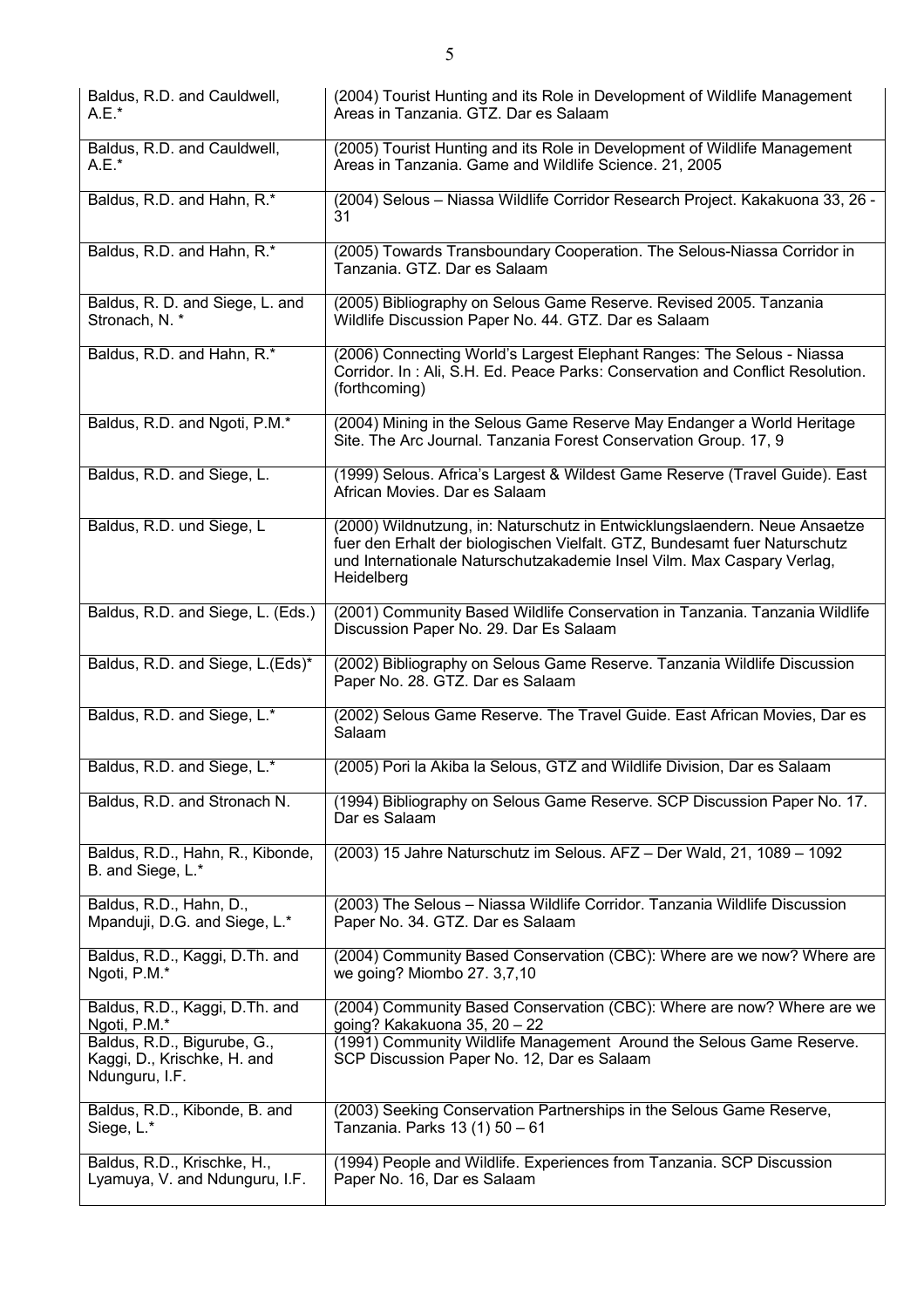| | |
|---|---|
| Baldus, R.D. and Cauldwell, A.E.* | (2004) Tourist Hunting and its Role in Development of Wildlife Management Areas in Tanzania. GTZ. Dar es Salaam |
| Baldus, R.D. and Cauldwell, A.E.* | (2005) Tourist Hunting and its Role in Development of Wildlife Management Areas in Tanzania. Game and Wildlife Science. 21, 2005 |
| Baldus, R.D. and Hahn, R.* | (2004) Selous – Niassa Wildlife Corridor Research Project. Kakakuona 33, 26 - 31 |
| Baldus, R.D. and Hahn, R.* | (2005) Towards Transboundary Cooperation. The Selous-Niassa Corridor in Tanzania. GTZ. Dar es Salaam |
| Baldus, R. D. and Siege, L. and Stronach, N. * | (2005) Bibliography on Selous Game Reserve. Revised 2005. Tanzania Wildlife Discussion Paper No. 44. GTZ. Dar es Salaam |
| Baldus, R.D. and Hahn, R.* | (2006) Connecting World's Largest Elephant Ranges: The Selous - Niassa Corridor. In : Ali, S.H. Ed. Peace Parks: Conservation and Conflict Resolution. (forthcoming) |
| Baldus, R.D. and Ngoti, P.M.* | (2004) Mining in the Selous Game Reserve May Endanger a World Heritage Site. The Arc Journal. Tanzania Forest Conservation Group. 17, 9 |
| Baldus, R.D. and Siege, L. | (1999) Selous. Africa's Largest & Wildest Game Reserve (Travel Guide). East African Movies. Dar es Salaam |
| Baldus, R.D. und Siege, L | (2000) Wildnutzung, in: Naturschutz in Entwicklungslaendern. Neue Ansaetze fuer den Erhalt der biologischen Vielfalt. GTZ, Bundesamt fuer Naturschutz und Internationale Naturschutzakademie Insel Vilm. Max Caspary Verlag, Heidelberg |
| Baldus, R.D. and Siege, L. (Eds.) | (2001) Community Based Wildlife Conservation in Tanzania. Tanzania Wildlife Discussion Paper No. 29. Dar Es Salaam |
| Baldus, R.D. and Siege, L.(Eds)* | (2002) Bibliography on Selous Game Reserve. Tanzania Wildlife Discussion Paper No. 28. GTZ. Dar es Salaam |
| Baldus, R.D. and Siege, L.* | (2002) Selous Game Reserve. The Travel Guide. East African Movies, Dar es Salaam |
| Baldus, R.D. and Siege, L.* | (2005) Pori la Akiba la Selous, GTZ and Wildlife Division, Dar es Salaam |
| Baldus, R.D. and Stronach N. | (1994) Bibliography on Selous Game Reserve. SCP Discussion Paper No. 17. Dar es Salaam |
| Baldus, R.D., Hahn, R., Kibonde, B. and Siege, L.* | (2003) 15 Jahre Naturschutz im Selous. AFZ – Der Wald, 21, 1089 – 1092 |
| Baldus, R.D., Hahn, D., Mpanduji, D.G. and Siege, L.* | (2003) The Selous – Niassa Wildlife Corridor. Tanzania Wildlife Discussion Paper No. 34. GTZ. Dar es Salaam |
| Baldus, R.D., Kaggi, D.Th. and Ngoti, P.M.* | (2004) Community Based Conservation (CBC): Where are we now? Where are we going? Miombo 27. 3,7,10 |
| Baldus, R.D., Kaggi, D.Th. and Ngoti, P.M.* | (2004) Community Based Conservation (CBC): Where are now? Where are we going? Kakakuona 35, 20 – 22 |
| Baldus, R.D., Bigurube, G., Kaggi, D., Krischke, H. and Ndunguru, I.F. | (1991) Community Wildlife Management Around the Selous Game Reserve. SCP Discussion Paper No. 12, Dar es Salaam |
| Baldus, R.D., Kibonde, B. and Siege, L.* | (2003) Seeking Conservation Partnerships in the Selous Game Reserve, Tanzania. Parks 13 (1) 50 – 61 |
| Baldus, R.D., Krischke, H., Lyamuya, V. and Ndunguru, I.F. | (1994) People and Wildlife. Experiences from Tanzania. SCP Discussion Paper No. 16, Dar es Salaam |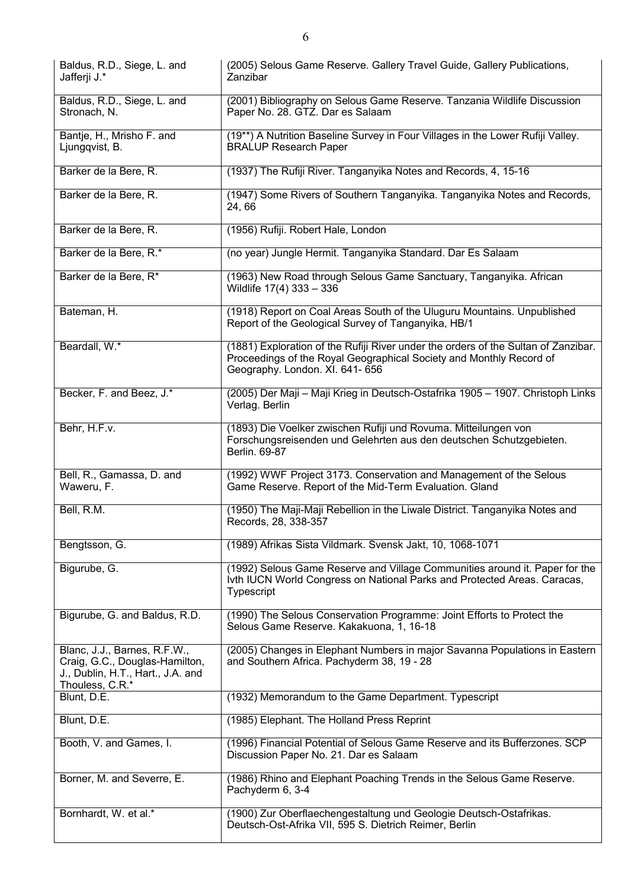| | |
|---|---|
| Baldus, R.D., Siege, L. and Jafferji J.* | (2005) Selous Game Reserve. Gallery Travel Guide, Gallery Publications, Zanzibar |
| Baldus, R.D., Siege, L. and Stronach, N. | (2001) Bibliography on Selous Game Reserve. Tanzania Wildlife Discussion Paper No. 28. GTZ. Dar es Salaam |
| Bantje, H., Mrisho F. and Ljungqvist, B. | (19**) A Nutrition Baseline Survey in Four Villages in the Lower Rufiji Valley. BRALUP Research Paper |
| Barker de la Bere, R. | (1937) The Rufiji River. Tanganyika Notes and Records, 4, 15-16 |
| Barker de la Bere, R. | (1947) Some Rivers of Southern Tanganyika. Tanganyika Notes and Records, 24, 66 |
| Barker de la Bere, R. | (1956) Rufiji. Robert Hale, London |
| Barker de la Bere, R.* | (no year) Jungle Hermit. Tanganyika Standard. Dar Es Salaam |
| Barker de la Bere, R* | (1963) New Road through Selous Game Sanctuary, Tanganyika. African Wildlife 17(4) 333 – 336 |
| Bateman, H. | (1918) Report on Coal Areas South of the Uluguru Mountains. Unpublished Report of the Geological Survey of Tanganyika, HB/1 |
| Beardall, W.* | (1881) Exploration of the Rufiji River under the orders of the Sultan of Zanzibar. Proceedings of the Royal Geographical Society and Monthly Record of Geography. London. XI. 641- 656 |
| Becker, F. and Beez, J.* | (2005) Der Maji – Maji Krieg in Deutsch-Ostafrika 1905 – 1907. Christoph Links Verlag. Berlin |
| Behr, H.F.v. | (1893) Die Voelker zwischen Rufiji und Rovuma. Mitteilungen von Forschungsreisenden und Gelehrten aus den deutschen Schutzgebieten. Berlin. 69-87 |
| Bell, R., Gamassa, D. and Waweru, F. | (1992) WWF Project 3173. Conservation and Management of the Selous Game Reserve. Report of the Mid-Term Evaluation. Gland |
| Bell, R.M. | (1950) The Maji-Maji Rebellion in the Liwale District. Tanganyika Notes and Records, 28, 338-357 |
| Bengtsson, G. | (1989) Afrikas Sista Vildmark. Svensk Jakt, 10, 1068-1071 |
| Bigurube, G. | (1992) Selous Game Reserve and Village Communities around it. Paper for the Ivth IUCN World Congress on National Parks and Protected Areas. Caracas, Typescript |
| Bigurube, G. and Baldus, R.D. | (1990) The Selous Conservation Programme: Joint Efforts to Protect the Selous Game Reserve. Kakakuona, 1, 16-18 |
| Blanc, J.J., Barnes, R.F.W., Craig, G.C., Douglas-Hamilton, J., Dublin, H.T., Hart., J.A. and Thouless, C.R.* | (2005) Changes in Elephant Numbers in major Savanna Populations in Eastern and Southern Africa. Pachyderm 38, 19 - 28 |
| Blunt, D.E. | (1932) Memorandum to the Game Department. Typescript |
| Blunt, D.E. | (1985) Elephant. The Holland Press Reprint |
| Booth, V. and Games, I. | (1996) Financial Potential of Selous Game Reserve and its Bufferzones. SCP Discussion Paper No. 21. Dar es Salaam |
| Borner, M. and Severre, E. | (1986) Rhino and Elephant Poaching Trends in the Selous Game Reserve. Pachyderm 6, 3-4 |
| Bornhardt, W. et al.* | (1900) Zur Oberflaechengestaltung und Geologie Deutsch-Ostafrikas. Deutsch-Ost-Afrika VII, 595 S. Dietrich Reimer, Berlin |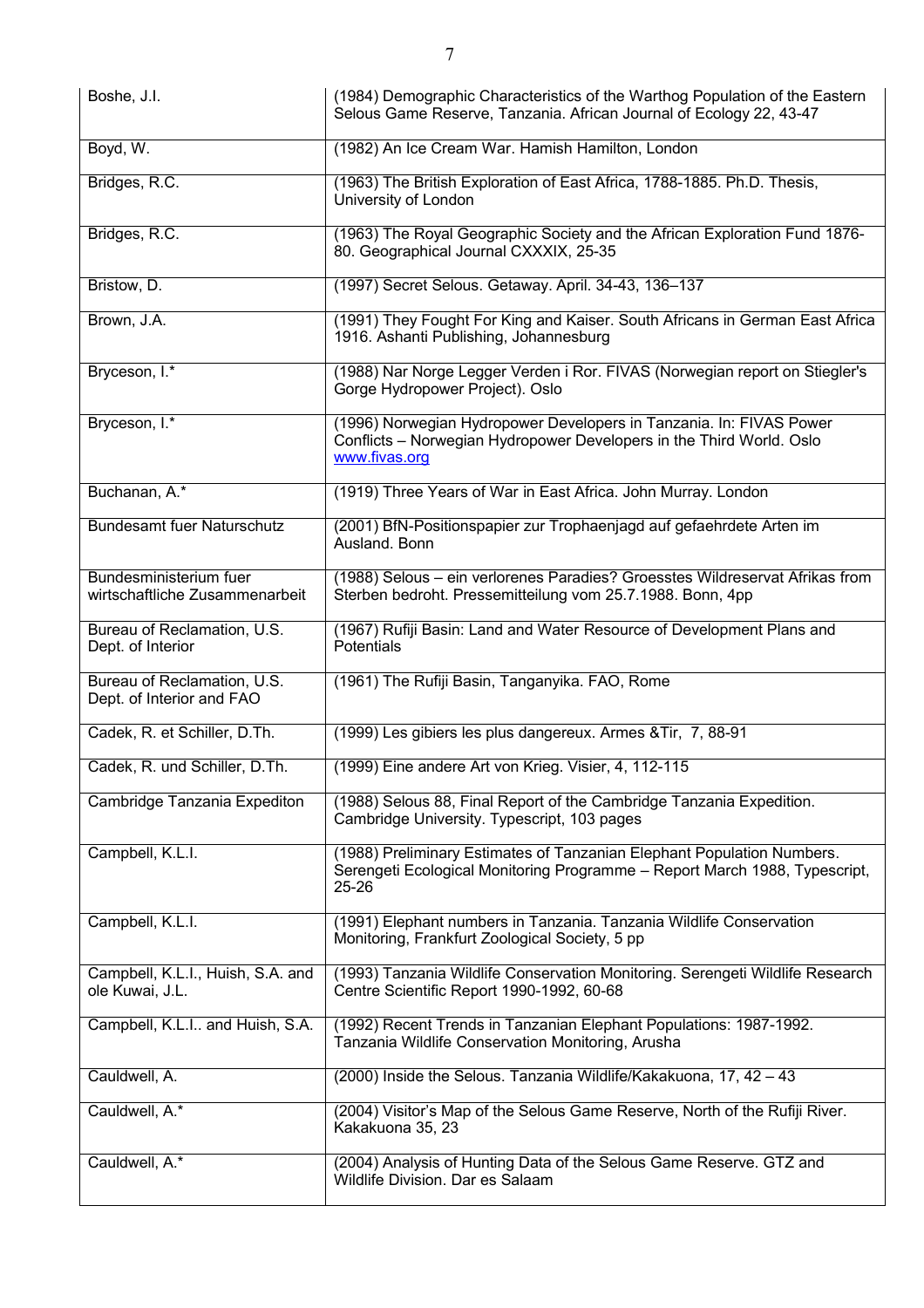| | |
|---|---|
| Boshe, J.I. | (1984) Demographic Characteristics of the Warthog Population of the Eastern Selous Game Reserve, Tanzania. African Journal of Ecology 22, 43-47 |
| Boyd, W. | (1982) An Ice Cream War. Hamish Hamilton, London |
| Bridges, R.C. | (1963) The British Exploration of East Africa, 1788-1885. Ph.D. Thesis, University of London |
| Bridges, R.C. | (1963) The Royal Geographic Society and the African Exploration Fund 1876-80. Geographical Journal CXXXIX, 25-35 |
| Bristow, D. | (1997) Secret Selous. Getaway. April. 34-43, 136–137 |
| Brown, J.A. | (1991) They Fought For King and Kaiser. South Africans in German East Africa 1916. Ashanti Publishing, Johannesburg |
| Bryceson, I.* | (1988) Nar Norge Legger Verden i Ror. FIVAS (Norwegian report on Stiegler's Gorge Hydropower Project). Oslo |
| Bryceson, I.* | (1996) Norwegian Hydropower Developers in Tanzania. In: FIVAS Power Conflicts – Norwegian Hydropower Developers in the Third World. Oslo www.fivas.org |
| Buchanan, A.* | (1919) Three Years of War in East Africa. John Murray. London |
| Bundesamt fuer Naturschutz | (2001) BfN-Positionspapier zur Trophaenjagd auf gefaehrdete Arten im Ausland. Bonn |
| Bundesministerium fuer wirtschaftliche Zusammenarbeit | (1988) Selous – ein verlorenes Paradies? Groesstes Wildreservat Afrikas from Sterben bedroht. Pressemitteilung vom 25.7.1988. Bonn, 4pp |
| Bureau of Reclamation, U.S. Dept. of Interior | (1967) Rufiji Basin: Land and Water Resource of Development Plans and Potentials |
| Bureau of Reclamation, U.S. Dept. of Interior and FAO | (1961) The Rufiji Basin, Tanganyika. FAO, Rome |
| Cadek, R. et Schiller, D.Th. | (1999) Les gibiers les plus dangereux. Armes &Tir, 7, 88-91 |
| Cadek, R. und Schiller, D.Th. | (1999) Eine andere Art von Krieg. Visier, 4, 112-115 |
| Cambridge Tanzania Expediton | (1988) Selous 88, Final Report of the Cambridge Tanzania Expedition. Cambridge University. Typescript, 103 pages |
| Campbell, K.L.I. | (1988) Preliminary Estimates of Tanzanian Elephant Population Numbers. Serengeti Ecological Monitoring Programme – Report March 1988, Typescript, 25-26 |
| Campbell, K.L.I. | (1991) Elephant numbers in Tanzania. Tanzania Wildlife Conservation Monitoring, Frankfurt Zoological Society, 5 pp |
| Campbell, K.L.I., Huish, S.A. and ole Kuwai, J.L. | (1993) Tanzania Wildlife Conservation Monitoring. Serengeti Wildlife Research Centre Scientific Report 1990-1992, 60-68 |
| Campbell, K.L.I.. and Huish, S.A. | (1992) Recent Trends in Tanzanian Elephant Populations: 1987-1992. Tanzania Wildlife Conservation Monitoring, Arusha |
| Cauldwell, A. | (2000) Inside the Selous. Tanzania Wildlife/Kakakuona, 17, 42 – 43 |
| Cauldwell, A.* | (2004) Visitor's Map of the Selous Game Reserve, North of the Rufiji River. Kakakuona 35, 23 |
| Cauldwell, A.* | (2004) Analysis of Hunting Data of the Selous Game Reserve. GTZ and Wildlife Division. Dar es Salaam |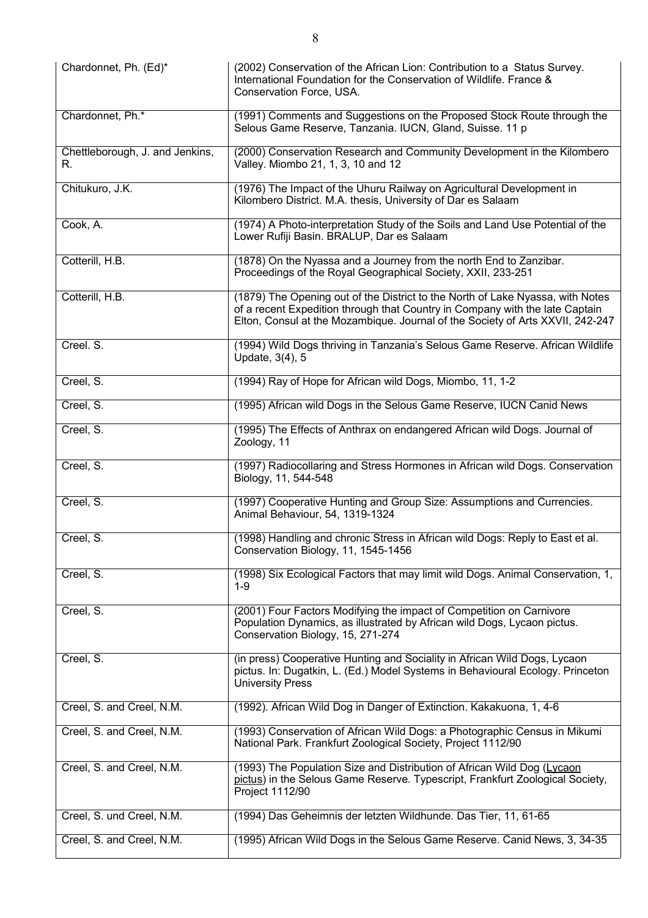| | |
|---|---|
| Chardonnet, Ph. (Ed)* | (2002) Conservation of the African Lion: Contribution to a Status Survey. International Foundation for the Conservation of Wildlife. France & Conservation Force, USA. |
| Chardonnet, Ph.* | (1991) Comments and Suggestions on the Proposed Stock Route through the Selous Game Reserve, Tanzania. IUCN, Gland, Suisse. 11 p |
| Chettleborough, J. and Jenkins, R. | (2000) Conservation Research and Community Development in the Kilombero Valley. Miombo 21, 1, 3, 10 and 12 |
| Chitukuro, J.K. | (1976) The Impact of the Uhuru Railway on Agricultural Development in Kilombero District. M.A. thesis, University of Dar es Salaam |
| Cook, A. | (1974) A Photo-interpretation Study of the Soils and Land Use Potential of the Lower Rufiji Basin. BRALUP, Dar es Salaam |
| Cotterill, H.B. | (1878) On the Nyassa and a Journey from the north End to Zanzibar. Proceedings of the Royal Geographical Society, XXII, 233-251 |
| Cotterill, H.B. | (1879) The Opening out of the District to the North of Lake Nyassa, with Notes of a recent Expedition through that Country in Company with the late Captain Elton, Consul at the Mozambique. Journal of the Society of Arts XXVII, 242-247 |
| Creel. S. | (1994) Wild Dogs thriving in Tanzania's Selous Game Reserve. African Wildlife Update, 3(4), 5 |
| Creel, S. | (1994) Ray of Hope for African wild Dogs, Miombo, 11, 1-2 |
| Creel, S. | (1995) African wild Dogs in the Selous Game Reserve, IUCN Canid News |
| Creel, S. | (1995) The Effects of Anthrax on endangered African wild Dogs. Journal of Zoology, 11 |
| Creel, S. | (1997) Radiocollaring and Stress Hormones in African wild Dogs. Conservation Biology, 11, 544-548 |
| Creel, S. | (1997) Cooperative Hunting and Group Size: Assumptions and Currencies. Animal Behaviour, 54, 1319-1324 |
| Creel, S. | (1998) Handling and chronic Stress in African wild Dogs: Reply to East et al. Conservation Biology, 11, 1545-1456 |
| Creel, S. | (1998) Six Ecological Factors that may limit wild Dogs. Animal Conservation, 1, 1-9 |
| Creel, S. | (2001) Four Factors Modifying the impact of Competition on Carnivore Population Dynamics, as illustrated by African wild Dogs, Lycaon pictus. Conservation Biology, 15, 271-274 |
| Creel, S. | (in press) Cooperative Hunting and Sociality in African Wild Dogs, Lycaon pictus. In: Dugatkin, L. (Ed.) Model Systems in Behavioural Ecology. Princeton University Press |
| Creel, S. and Creel, N.M. | (1992). African Wild Dog in Danger of Extinction. Kakakuona, 1, 4-6 |
| Creel, S. and Creel, N.M. | (1993) Conservation of African Wild Dogs: a Photographic Census in Mikumi National Park. Frankfurt Zoological Society, Project 1112/90 |
| Creel, S. and Creel, N.M. | (1993) The Population Size and Distribution of African Wild Dog (Lycaon pictus) in the Selous Game Reserve. Typescript, Frankfurt Zoological Society, Project 1112/90 |
| Creel, S. und Creel, N.M. | (1994) Das Geheimnis der letzten Wildhunde. Das Tier, 11, 61-65 |
| Creel, S. and Creel, N.M. | (1995) African Wild Dogs in the Selous Game Reserve. Canid News, 3, 34-35 |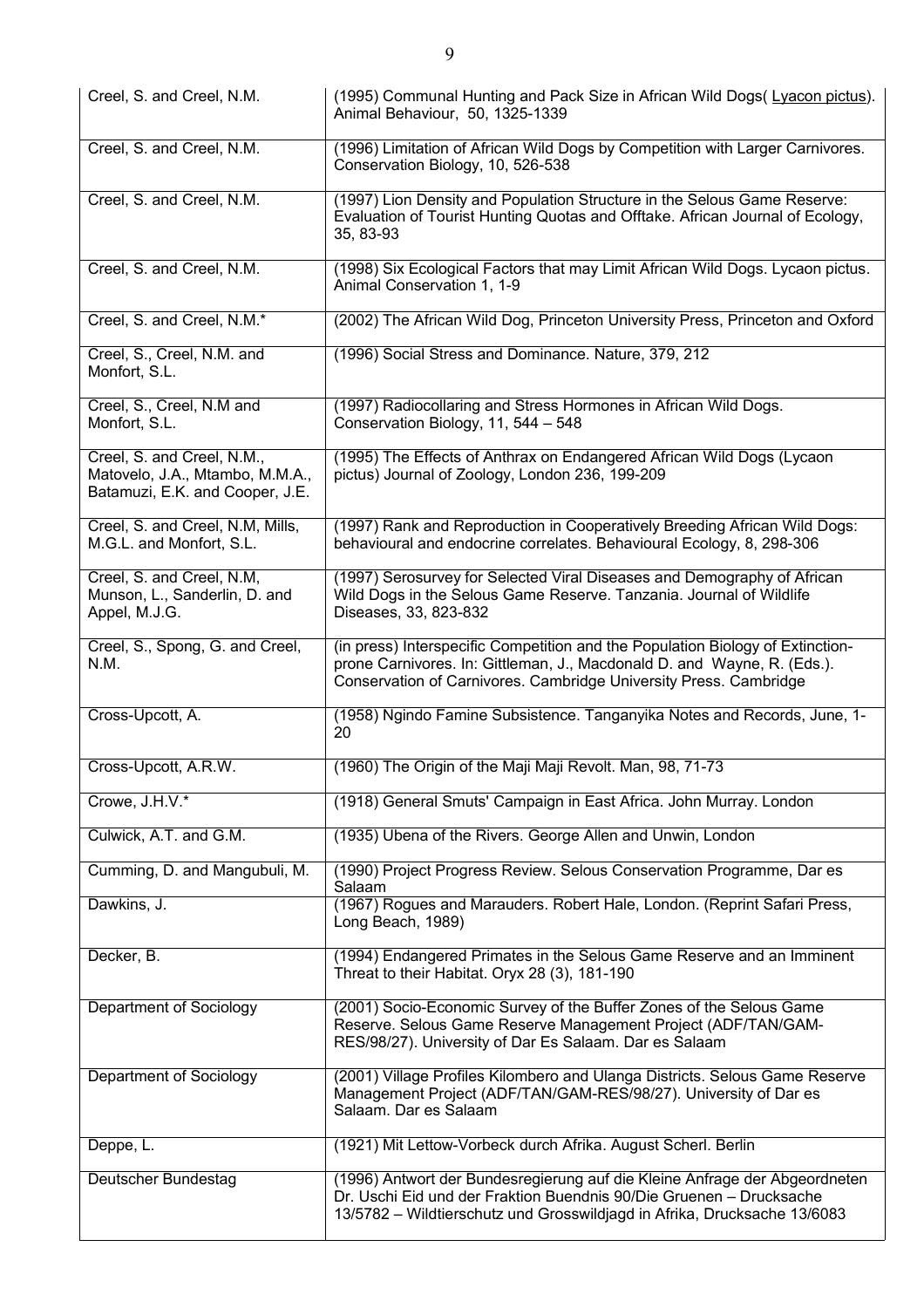| | |
|---|---|
| Creel, S. and Creel, N.M. | (1995) Communal Hunting and Pack Size in African Wild Dogs( Lyacon pictus). Animal Behaviour, 50, 1325-1339 |
| Creel, S. and Creel, N.M. | (1996) Limitation of African Wild Dogs by Competition with Larger Carnivores. Conservation Biology, 10, 526-538 |
| Creel, S. and Creel, N.M. | (1997) Lion Density and Population Structure in the Selous Game Reserve: Evaluation of Tourist Hunting Quotas and Offtake. African Journal of Ecology, 35, 83-93 |
| Creel, S. and Creel, N.M. | (1998) Six Ecological Factors that may Limit African Wild Dogs. Lycaon pictus. Animal Conservation 1, 1-9 |
| Creel, S. and Creel, N.M.* | (2002) The African Wild Dog, Princeton University Press, Princeton and Oxford |
| Creel, S., Creel, N.M. and Monfort, S.L. | (1996) Social Stress and Dominance. Nature, 379, 212 |
| Creel, S., Creel, N.M and Monfort, S.L. | (1997) Radiocollaring and Stress Hormones in African Wild Dogs. Conservation Biology, 11, 544 – 548 |
| Creel, S. and Creel, N.M., Matovelo, J.A., Mtambo, M.M.A., Batamuzi, E.K. and Cooper, J.E. | (1995) The Effects of Anthrax on Endangered African Wild Dogs (Lycaon pictus) Journal of Zoology, London 236, 199-209 |
| Creel, S. and Creel, N.M, Mills, M.G.L. and Monfort, S.L. | (1997) Rank and Reproduction in Cooperatively Breeding African Wild Dogs: behavioural and endocrine correlates. Behavioural Ecology, 8, 298-306 |
| Creel, S. and Creel, N.M, Munson, L., Sanderlin, D. and Appel, M.J.G. | (1997) Serosurvey for Selected Viral Diseases and Demography of African Wild Dogs in the Selous Game Reserve. Tanzania. Journal of Wildlife Diseases, 33, 823-832 |
| Creel, S., Spong, G. and Creel, N.M. | (in press) Interspecific Competition and the Population Biology of Extinction-prone Carnivores. In: Gittleman, J., Macdonald D. and Wayne, R. (Eds.). Conservation of Carnivores. Cambridge University Press. Cambridge |
| Cross-Upcott, A. | (1958) Ngindo Famine Subsistence. Tanganyika Notes and Records, June, 1-20 |
| Cross-Upcott, A.R.W. | (1960) The Origin of the Maji Maji Revolt. Man, 98, 71-73 |
| Crowe, J.H.V.* | (1918) General Smuts' Campaign in East Africa. John Murray. London |
| Culwick, A.T. and G.M. | (1935) Ubena of the Rivers. George Allen and Unwin, London |
| Cumming, D. and Mangubuli, M. | (1990) Project Progress Review. Selous Conservation Programme, Dar es Salaam |
| Dawkins, J. | (1967) Rogues and Marauders. Robert Hale, London. (Reprint Safari Press, Long Beach, 1989) |
| Decker, B. | (1994) Endangered Primates in the Selous Game Reserve and an Imminent Threat to their Habitat. Oryx 28 (3), 181-190 |
| Department of Sociology | (2001) Socio-Economic Survey of the Buffer Zones of the Selous Game Reserve. Selous Game Reserve Management Project (ADF/TAN/GAM-RES/98/27). University of Dar Es Salaam. Dar es Salaam |
| Department of Sociology | (2001) Village Profiles Kilombero and Ulanga Districts. Selous Game Reserve Management Project (ADF/TAN/GAM-RES/98/27). University of Dar es Salaam. Dar es Salaam |
| Deppe, L. | (1921) Mit Lettow-Vorbeck durch Afrika. August Scherl. Berlin |
| Deutscher Bundestag | (1996) Antwort der Bundesregierung auf die Kleine Anfrage der Abgeordneten Dr. Uschi Eid und der Fraktion Buendnis 90/Die Gruenen – Drucksache 13/5782 – Wildtierschutz und Grosswildjagd in Afrika, Drucksache 13/6083 |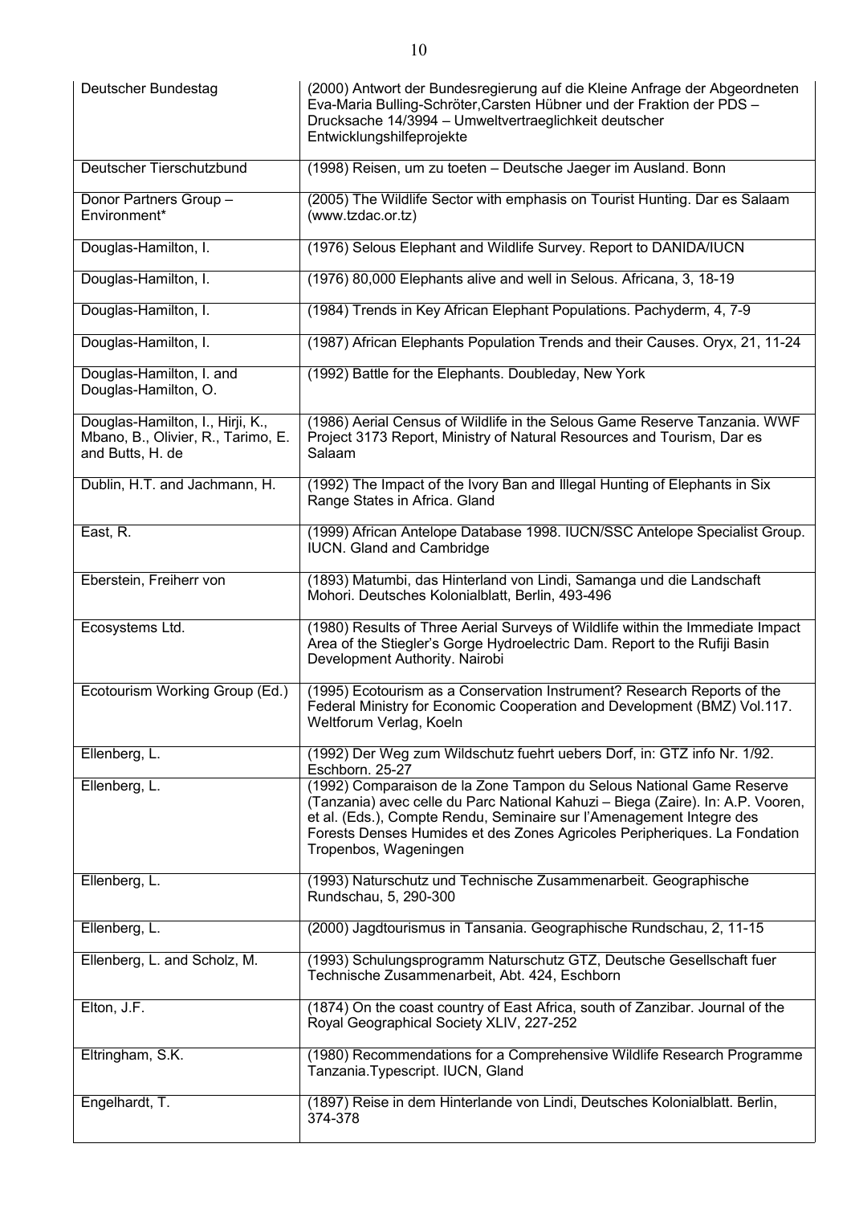| | |
|---|---|
| Deutscher Bundestag | (2000) Antwort der Bundesregierung auf die Kleine Anfrage der Abgeordneten Eva-Maria Bulling-Schröter,Carsten Hübner und der Fraktion der PDS – Drucksache 14/3994 – Umweltvertraeglichkeit deutscher Entwicklungshilfeprojekte |
| Deutscher Tierschutzbund | (1998) Reisen, um zu toeten – Deutsche Jaeger im Ausland. Bonn |
| Donor Partners Group – Environment* | (2005) The Wildlife Sector with emphasis on Tourist Hunting. Dar es Salaam (www.tzdac.or.tz) |
| Douglas-Hamilton, I. | (1976) Selous Elephant and Wildlife Survey. Report to DANIDA/IUCN |
| Douglas-Hamilton, I. | (1976) 80,000 Elephants alive and well in Selous. Africana, 3, 18-19 |
| Douglas-Hamilton, I. | (1984) Trends in Key African Elephant Populations. Pachyderm, 4, 7-9 |
| Douglas-Hamilton, I. | (1987) African Elephants Population Trends and their Causes. Oryx, 21, 11-24 |
| Douglas-Hamilton, I. and Douglas-Hamilton, O. | (1992) Battle for the Elephants. Doubleday, New York |
| Douglas-Hamilton, I., Hirji, K., Mbano, B., Olivier, R., Tarimo, E. and Butts, H. de | (1986) Aerial Census of Wildlife in the Selous Game Reserve Tanzania. WWF Project 3173 Report, Ministry of Natural Resources and Tourism, Dar es Salaam |
| Dublin, H.T. and Jachmann, H. | (1992) The Impact of the Ivory Ban and Illegal Hunting of Elephants in Six Range States in Africa. Gland |
| East, R. | (1999) African Antelope Database 1998. IUCN/SSC Antelope Specialist Group. IUCN. Gland and Cambridge |
| Eberstein, Freiherr von | (1893) Matumbi, das Hinterland von Lindi, Samanga und die Landschaft Mohori. Deutsches Kolonialblatt, Berlin, 493-496 |
| Ecosystems Ltd. | (1980) Results of Three Aerial Surveys of Wildlife within the Immediate Impact Area of the Stiegler's Gorge Hydroelectric Dam. Report to the Rufiji Basin Development Authority. Nairobi |
| Ecotourism Working Group (Ed.) | (1995) Ecotourism as a Conservation Instrument? Research Reports of the Federal Ministry for Economic Cooperation and Development (BMZ) Vol.117. Weltforum Verlag, Koeln |
| Ellenberg, L. | (1992) Der Weg zum Wildschutz fuehrt uebers Dorf, in: GTZ info Nr. 1/92. Eschborn. 25-27 |
| Ellenberg, L. | (1992) Comparaison de la Zone Tampon du Selous National Game Reserve (Tanzania) avec celle du Parc National Kahuzi – Biega (Zaire). In: A.P. Vooren, et al. (Eds.), Compte Rendu, Seminaire sur l'Amenagement Integre des Forests Denses Humides et des Zones Agricoles Peripheriques. La Fondation Tropenbos, Wageningen |
| Ellenberg, L. | (1993) Naturschutz und Technische Zusammenarbeit. Geographische Rundschau, 5, 290-300 |
| Ellenberg, L. | (2000) Jagdtourismus in Tansania. Geographische Rundschau, 2, 11-15 |
| Ellenberg, L. and Scholz, M. | (1993) Schulungsprogramm Naturschutz GTZ, Deutsche Gesellschaft fuer Technische Zusammenarbeit, Abt. 424, Eschborn |
| Elton, J.F. | (1874) On the coast country of East Africa, south of Zanzibar. Journal of the Royal Geographical Society XLIV, 227-252 |
| Eltringham, S.K. | (1980) Recommendations for a Comprehensive Wildlife Research Programme Tanzania.Typescript. IUCN, Gland |
| Engelhardt, T. | (1897) Reise in dem Hinterlande von Lindi, Deutsches Kolonialblatt. Berlin, 374-378 |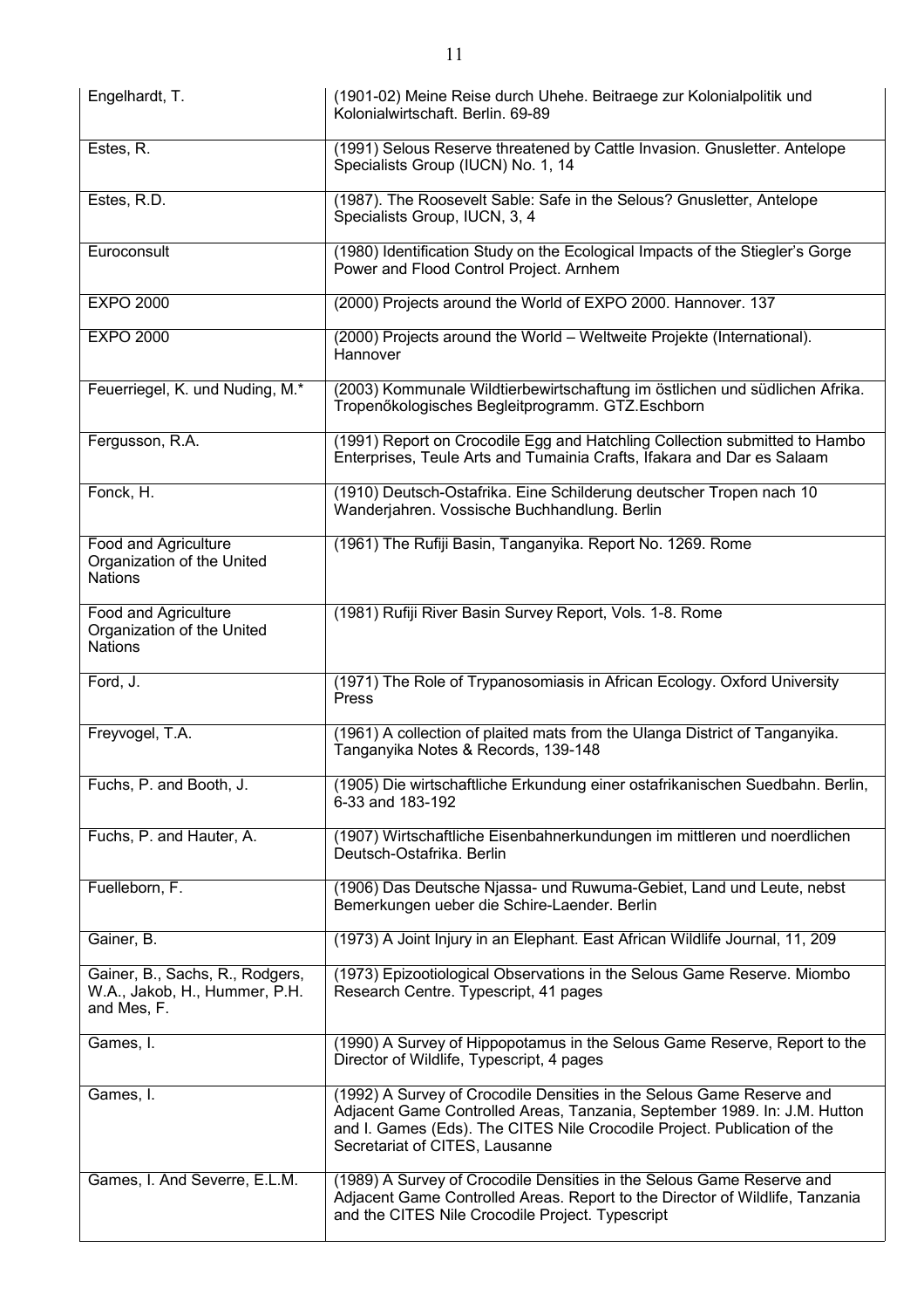| | |
|---|---|
| Engelhardt, T. | (1901-02) Meine Reise durch Uhehe. Beitraege zur Kolonialpolitik und Kolonialwirtschaft. Berlin. 69-89 |
| Estes, R. | (1991) Selous Reserve threatened by Cattle Invasion. Gnusletter. Antelope Specialists Group (IUCN) No. 1, 14 |
| Estes, R.D. | (1987). The Roosevelt Sable: Safe in the Selous? Gnusletter, Antelope Specialists Group, IUCN, 3, 4 |
| Euroconsult | (1980) Identification Study on the Ecological Impacts of the Stiegler's Gorge Power and Flood Control Project. Arnhem |
| EXPO 2000 | (2000) Projects around the World of EXPO 2000. Hannover. 137 |
| EXPO 2000 | (2000) Projects around the World – Weltweite Projekte (International). Hannover |
| Feuerriegel, K. und Nuding, M.* | (2003) Kommunale Wildtierbewirtschaftung im östlichen und südlichen Afrika. Tropenőkologisches Begleitprogramm. GTZ.Eschborn |
| Fergusson, R.A. | (1991) Report on Crocodile Egg and Hatchling Collection submitted to Hambo Enterprises, Teule Arts and Tumainia Crafts, Ifakara and Dar es Salaam |
| Fonck, H. | (1910) Deutsch-Ostafrika. Eine Schilderung deutscher Tropen nach 10 Wanderjahren. Vossische Buchhandlung. Berlin |
| Food and Agriculture Organization of the United Nations | (1961) The Rufiji Basin, Tanganyika. Report No. 1269. Rome |
| Food and Agriculture Organization of the United Nations | (1981) Rufiji River Basin Survey Report, Vols. 1-8. Rome |
| Ford, J. | (1971) The Role of Trypanosomiasis in African Ecology. Oxford University Press |
| Freyvogel, T.A. | (1961) A collection of plaited mats from the Ulanga District of Tanganyika. Tanganyika Notes & Records, 139-148 |
| Fuchs, P. and Booth, J. | (1905) Die wirtschaftliche Erkundung einer ostafrikanischen Suedbahn. Berlin, 6-33 and 183-192 |
| Fuchs, P. and Hauter, A. | (1907) Wirtschaftliche Eisenbahnerkundungen im mittleren und noerdlichen Deutsch-Ostafrika. Berlin |
| Fuelleborn, F. | (1906) Das Deutsche Njassa- und Ruwuma-Gebiet, Land und Leute, nebst Bemerkungen ueber die Schire-Laender. Berlin |
| Gainer, B. | (1973) A Joint Injury in an Elephant. East African Wildlife Journal, 11, 209 |
| Gainer, B., Sachs, R., Rodgers, W.A., Jakob, H., Hummer, P.H. and Mes, F. | (1973) Epizootiological Observations in the Selous Game Reserve. Miombo Research Centre. Typescript, 41 pages |
| Games, I. | (1990) A Survey of Hippopotamus in the Selous Game Reserve, Report to the Director of Wildlife, Typescript, 4 pages |
| Games, I. | (1992) A Survey of Crocodile Densities in the Selous Game Reserve and Adjacent Game Controlled Areas, Tanzania, September 1989. In: J.M. Hutton and I. Games (Eds). The CITES Nile Crocodile Project. Publication of the Secretariat of CITES, Lausanne |
| Games, I. And Severre, E.L.M. | (1989) A Survey of Crocodile Densities in the Selous Game Reserve and Adjacent Game Controlled Areas. Report to the Director of Wildlife, Tanzania and the CITES Nile Crocodile Project. Typescript |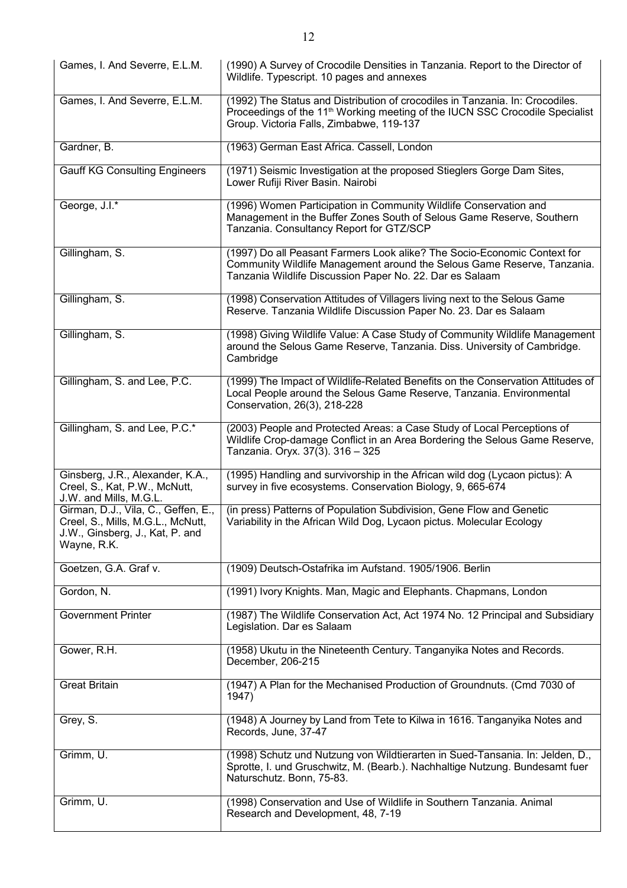| | |
|---|---|
| Games, I. And Severre, E.L.M. | (1990) A Survey of Crocodile Densities in Tanzania. Report to the Director of Wildlife. Typescript. 10 pages and annexes |
| Games, I. And Severre, E.L.M. | (1992) The Status and Distribution of crocodiles in Tanzania. In: Crocodiles. Proceedings of the 11th Working meeting of the IUCN SSC Crocodile Specialist Group. Victoria Falls, Zimbabwe, 119-137 |
| Gardner, B. | (1963) German East Africa. Cassell, London |
| Gauff KG Consulting Engineers | (1971) Seismic Investigation at the proposed Stieglers Gorge Dam Sites, Lower Rufiji River Basin. Nairobi |
| George, J.I.* | (1996) Women Participation in Community Wildlife Conservation and Management in the Buffer Zones South of Selous Game Reserve, Southern Tanzania. Consultancy Report for GTZ/SCP |
| Gillingham, S. | (1997) Do all Peasant Farmers Look alike? The Socio-Economic Context for Community Wildlife Management around the Selous Game Reserve, Tanzania. Tanzania Wildlife Discussion Paper No. 22. Dar es Salaam |
| Gillingham, S. | (1998) Conservation Attitudes of Villagers living next to the Selous Game Reserve. Tanzania Wildlife Discussion Paper No. 23. Dar es Salaam |
| Gillingham, S. | (1998) Giving Wildlife Value: A Case Study of Community Wildlife Management around the Selous Game Reserve, Tanzania. Diss. University of Cambridge. Cambridge |
| Gillingham, S. and Lee, P.C. | (1999) The Impact of Wildlife-Related Benefits on the Conservation Attitudes of Local People around the Selous Game Reserve, Tanzania. Environmental Conservation, 26(3), 218-228 |
| Gillingham, S. and Lee, P.C.* | (2003) People and Protected Areas: a Case Study of Local Perceptions of Wildlife Crop-damage Conflict in an Area Bordering the Selous Game Reserve, Tanzania. Oryx. 37(3). 316 – 325 |
| Ginsberg, J.R., Alexander, K.A., Creel, S., Kat, P.W., McNutt, J.W. and Mills, M.G.L. | (1995) Handling and survivorship in the African wild dog (Lycaon pictus): A survey in five ecosystems. Conservation Biology, 9, 665-674 |
| Girman, D.J., Vila, C., Geffen, E., Creel, S., Mills, M.G.L., McNutt, J.W., Ginsberg, J., Kat, P. and Wayne, R.K. | (in press) Patterns of Population Subdivision, Gene Flow and Genetic Variability in the African Wild Dog, Lycaon pictus. Molecular Ecology |
| Goetzen, G.A. Graf v. | (1909) Deutsch-Ostafrika im Aufstand. 1905/1906. Berlin |
| Gordon, N. | (1991) Ivory Knights. Man, Magic and Elephants. Chapmans, London |
| Government Printer | (1987) The Wildlife Conservation Act, Act 1974 No. 12 Principal and Subsidiary Legislation. Dar es Salaam |
| Gower, R.H. | (1958) Ukutu in the Nineteenth Century. Tanganyika Notes and Records. December, 206-215 |
| Great Britain | (1947) A Plan for the Mechanised Production of Groundnuts. (Cmd 7030 of 1947) |
| Grey, S. | (1948) A Journey by Land from Tete to Kilwa in 1616. Tanganyika Notes and Records, June, 37-47 |
| Grimm, U. | (1998) Schutz und Nutzung von Wildtierarten in Sued-Tansania. In: Jelden, D., Sprotte, I. und Gruschwitz, M. (Bearb.). Nachhaltige Nutzung. Bundesamt fuer Naturschutz. Bonn, 75-83. |
| Grimm, U. | (1998) Conservation and Use of Wildlife in Southern Tanzania. Animal Research and Development, 48, 7-19 |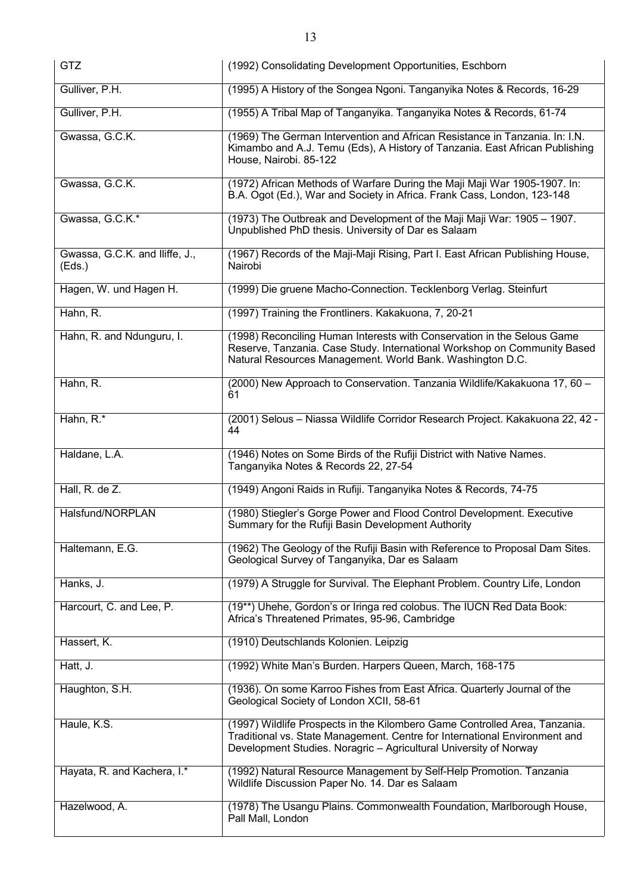| GTZ | (1992) Consolidating Development Opportunities, Eschborn |
|---|---|
| Gulliver, P.H. | (1995) A History of the Songea Ngoni. Tanganyika Notes & Records, 16-29 |
| Gulliver, P.H. | (1955) A Tribal Map of Tanganyika. Tanganyika Notes & Records, 61-74 |
| Gwassa, G.C.K. | (1969) The German Intervention and African Resistance in Tanzania. In: I.N. Kimambo and A.J. Temu (Eds), A History of Tanzania. East African Publishing House, Nairobi. 85-122 |
| Gwassa, G.C.K. | (1972) African Methods of Warfare During the Maji Maji War 1905-1907. In: B.A. Ogot (Ed.), War and Society in Africa. Frank Cass, London, 123-148 |
| Gwassa, G.C.K.* | (1973) The Outbreak and Development of the Maji Maji War: 1905 – 1907. Unpublished PhD thesis. University of Dar es Salaam |
| Gwassa, G.C.K. and Iliffe, J., (Eds.) | (1967) Records of the Maji-Maji Rising, Part I. East African Publishing House, Nairobi |
| Hagen, W. und Hagen H. | (1999) Die gruene Macho-Connection. Tecklenborg Verlag. Steinfurt |
| Hahn, R. | (1997) Training the Frontliners. Kakakuona, 7, 20-21 |
| Hahn, R. and Ndunguru, I. | (1998) Reconciling Human Interests with Conservation in the Selous Game Reserve, Tanzania. Case Study. International Workshop on Community Based Natural Resources Management. World Bank. Washington D.C. |
| Hahn, R. | (2000) New Approach to Conservation. Tanzania Wildlife/Kakakuona 17, 60 – 61 |
| Hahn, R.* | (2001) Selous – Niassa Wildlife Corridor Research Project. Kakakuona 22, 42 - 44 |
| Haldane, L.A. | (1946) Notes on Some Birds of the Rufiji District with Native Names. Tanganyika Notes & Records 22, 27-54 |
| Hall, R. de Z. | (1949) Angoni Raids in Rufiji. Tanganyika Notes & Records, 74-75 |
| Halsfund/NORPLAN | (1980) Stiegler's Gorge Power and Flood Control Development. Executive Summary for the Rufiji Basin Development Authority |
| Haltemann, E.G. | (1962) The Geology of the Rufiji Basin with Reference to Proposal Dam Sites. Geological Survey of Tanganyika, Dar es Salaam |
| Hanks, J. | (1979) A Struggle for Survival. The Elephant Problem. Country Life, London |
| Harcourt, C. and Lee, P. | (19**) Uhehe, Gordon's or Iringa red colobus. The IUCN Red Data Book: Africa's Threatened Primates, 95-96, Cambridge |
| Hassert, K. | (1910) Deutschlands Kolonien. Leipzig |
| Hatt, J. | (1992) White Man's Burden. Harpers Queen, March, 168-175 |
| Haughton, S.H. | (1936). On some Karroo Fishes from East Africa. Quarterly Journal of the Geological Society of London XCII, 58-61 |
| Haule, K.S. | (1997) Wildlife Prospects in the Kilombero Game Controlled Area, Tanzania. Traditional vs. State Management. Centre for International Environment and Development Studies. Noragric – Agricultural University of Norway |
| Hayata, R. and Kachera, I.* | (1992) Natural Resource Management by Self-Help Promotion. Tanzania Wildlife Discussion Paper No. 14. Dar es Salaam |
| Hazelwood, A. | (1978) The Usangu Plains. Commonwealth Foundation, Marlborough House, Pall Mall, London |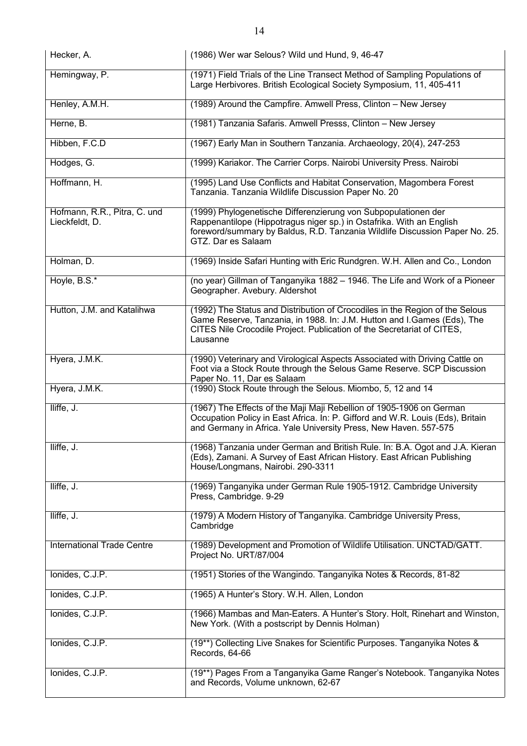| | |
|---|---|
| Hecker, A. | (1986) Wer war Selous? Wild und Hund, 9, 46-47 |
| Hemingway, P. | (1971) Field Trials of the Line Transect Method of Sampling Populations of Large Herbivores. British Ecological Society Symposium, 11, 405-411 |
| Henley, A.M.H. | (1989) Around the Campfire. Amwell Press, Clinton – New Jersey |
| Herne, B. | (1981) Tanzania Safaris. Amwell Pressss, Clinton – New Jersey |
| Hibben, F.C.D | (1967) Early Man in Southern Tanzania. Archaeology, 20(4), 247-253 |
| Hodges, G. | (1999) Kariakor. The Carrier Corps. Nairobi University Press. Nairobi |
| Hoffmann, H. | (1995) Land Use Conflicts and Habitat Conservation, Magombera Forest Tanzania. Tanzania Wildlife Discussion Paper No. 20 |
| Hofmann, R.R., Pitra, C. und Lieckfeldt, D. | (1999) Phylogenetische Differenzierung von Subpopulationen der Rappenantilope (Hippotragus niger sp.) in Ostafrika. With an English foreword/summary by Baldus, R.D. Tanzania Wildlife Discussion Paper No. 25. GTZ. Dar es Salaam |
| Holman, D. | (1969) Inside Safari Hunting with Eric Rundgren. W.H. Allen and Co., London |
| Hoyle, B.S.* | (no year) Gillman of Tanganyika 1882 – 1946. The Life and Work of a Pioneer Geographer. Avebury. Aldershot |
| Hutton, J.M. and Katalihwa | (1992) The Status and Distribution of Crocodiles in the Region of the Selous Game Reserve, Tanzania, in 1988. In: J.M. Hutton and I.Games (Eds), The CITES Nile Crocodile Project. Publication of the Secretariat of CITES, Lausanne |
| Hyera, J.M.K. | (1990) Veterinary and Virological Aspects Associated with Driving Cattle on Foot via a Stock Route through the Selous Game Reserve. SCP Discussion Paper No. 11, Dar es Salaam |
| Hyera, J.M.K. | (1990) Stock Route through the Selous. Miombo, 5, 12 and 14 |
| Iliffe, J. | (1967) The Effects of the Maji Maji Rebellion of 1905-1906 on German Occupation Policy in East Africa. In: P. Gifford and W.R. Louis (Eds), Britain and Germany in Africa. Yale University Press, New Haven. 557-575 |
| Iliffe, J. | (1968) Tanzania under German and British Rule. In: B.A. Ogot and J.A. Kieran (Eds), Zamani. A Survey of East African History. East African Publishing House/Longmans, Nairobi. 290-3311 |
| Iliffe, J. | (1969) Tanganyika under German Rule 1905-1912. Cambridge University Press, Cambridge. 9-29 |
| Iliffe, J. | (1979) A Modern History of Tanganyika. Cambridge University Press, Cambridge |
| International Trade Centre | (1989) Development and Promotion of Wildlife Utilisation. UNCTAD/GATT. Project No. URT/87/004 |
| Ionides, C.J.P. | (1951) Stories of the Wangindo. Tanganyika Notes & Records, 81-82 |
| Ionides, C.J.P. | (1965) A Hunter's Story. W.H. Allen, London |
| Ionides, C.J.P. | (1966) Mambas and Man-Eaters. A Hunter's Story. Holt, Rinehart and Winston, New York. (With a postscript by Dennis Holman) |
| Ionides, C.J.P. | (19**) Collecting Live Snakes for Scientific Purposes. Tanganyika Notes & Records, 64-66 |
| Ionides, C.J.P. | (19**) Pages From a Tanganyika Game Ranger's Notebook. Tanganyika Notes and Records, Volume unknown, 62-67 |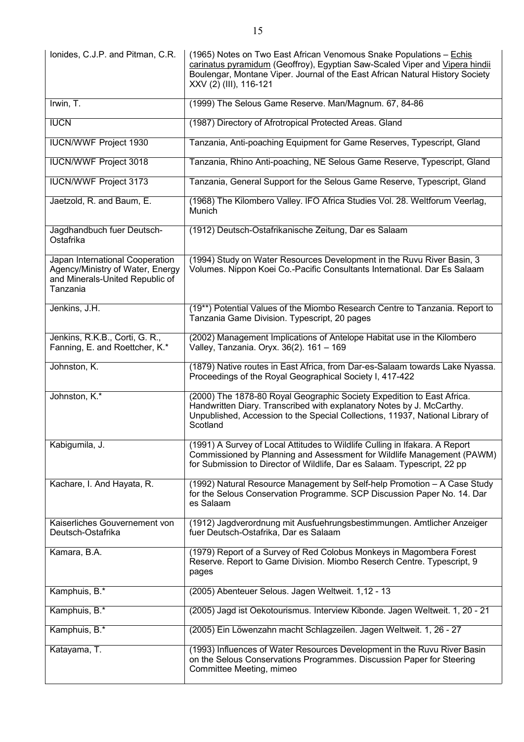| | |
|---|---|
| Ionides, C.J.P. and Pitman, C.R. | (1965) Notes on Two East African Venomous Snake Populations – Echis carinatus pyramidum (Geoffroy), Egyptian Saw-Scaled Viper and Vipera hindii Boulengar, Montane Viper. Journal of the East African Natural History Society XXV (2) (III), 116-121 |
| Irwin, T. | (1999) The Selous Game Reserve. Man/Magnum. 67, 84-86 |
| IUCN | (1987) Directory of Afrotropical Protected Areas. Gland |
| IUCN/WWF Project 1930 | Tanzania, Anti-poaching Equipment for Game Reserves, Typescript, Gland |
| IUCN/WWF Project 3018 | Tanzania, Rhino Anti-poaching, NE Selous Game Reserve, Typescript, Gland |
| IUCN/WWF Project 3173 | Tanzania, General Support for the Selous Game Reserve, Typescript, Gland |
| Jaetzold, R. and Baum, E. | (1968) The Kilombero Valley. IFO Africa Studies Vol. 28. Weltforum Veerlag, Munich |
| Jagdhandbuch fuer Deutsch-Ostafrika | (1912) Deutsch-Ostafrikanische Zeitung, Dar es Salaam |
| Japan International Cooperation Agency/Ministry of Water, Energy and Minerals-United Republic of Tanzania | (1994) Study on Water Resources Development in the Ruvu River Basin, 3 Volumes. Nippon Koei Co.-Pacific Consultants International. Dar Es Salaam |
| Jenkins, J.H. | (19**) Potential Values of the Miombo Research Centre to Tanzania. Report to Tanzania Game Division. Typescript, 20 pages |
| Jenkins, R.K.B., Corti, G. R., Fanning, E. and Roettcher, K.* | (2002) Management Implications of Antelope Habitat use in the Kilombero Valley, Tanzania. Oryx. 36(2). 161 – 169 |
| Johnston, K. | (1879) Native routes in East Africa, from Dar-es-Salaam towards Lake Nyassa. Proceedings of the Royal Geographical Society I, 417-422 |
| Johnston, K.* | (2000) The 1878-80 Royal Geographic Society Expedition to East Africa. Handwritten Diary. Transcribed with explanatory Notes by J. McCarthy. Unpublished, Accession to the Special Collections, 11937, National Library of Scotland |
| Kabigumila, J. | (1991) A Survey of Local Attitudes to Wildlife Culling in Ifakara. A Report Commissioned by Planning and Assessment for Wildlife Management (PAWM) for Submission to Director of Wildlife, Dar es Salaam. Typescript, 22 pp |
| Kachare, I. And Hayata, R. | (1992) Natural Resource Management by Self-help Promotion – A Case Study for the Selous Conservation Programme. SCP Discussion Paper No. 14. Dar es Salaam |
| Kaiserliches Gouvernement von Deutsch-Ostafrika | (1912) Jagdverordnung mit Ausfuehrungsbestimmungen. Amtlicher Anzeiger fuer Deutsch-Ostafrika, Dar es Salaam |
| Kamara, B.A. | (1979) Report of a Survey of Red Colobus Monkeys in Magombera Forest Reserve. Report to Game Division. Miombo Reserch Centre. Typescript, 9 pages |
| Kamphuis, B.* | (2005) Abenteuer Selous. Jagen Weltweit. 1,12 - 13 |
| Kamphuis, B.* | (2005) Jagd ist Oekotourismus. Interview Kibonde. Jagen Weltweit. 1, 20 - 21 |
| Kamphuis, B.* | (2005) Ein Löwenzahn macht Schlagzeilen. Jagen Weltweit. 1, 26 - 27 |
| Katayama, T. | (1993) Influences of Water Resources Development in the Ruvu River Basin on the Selous Conservations Programmes. Discussion Paper for Steering Committee Meeting, mimeo |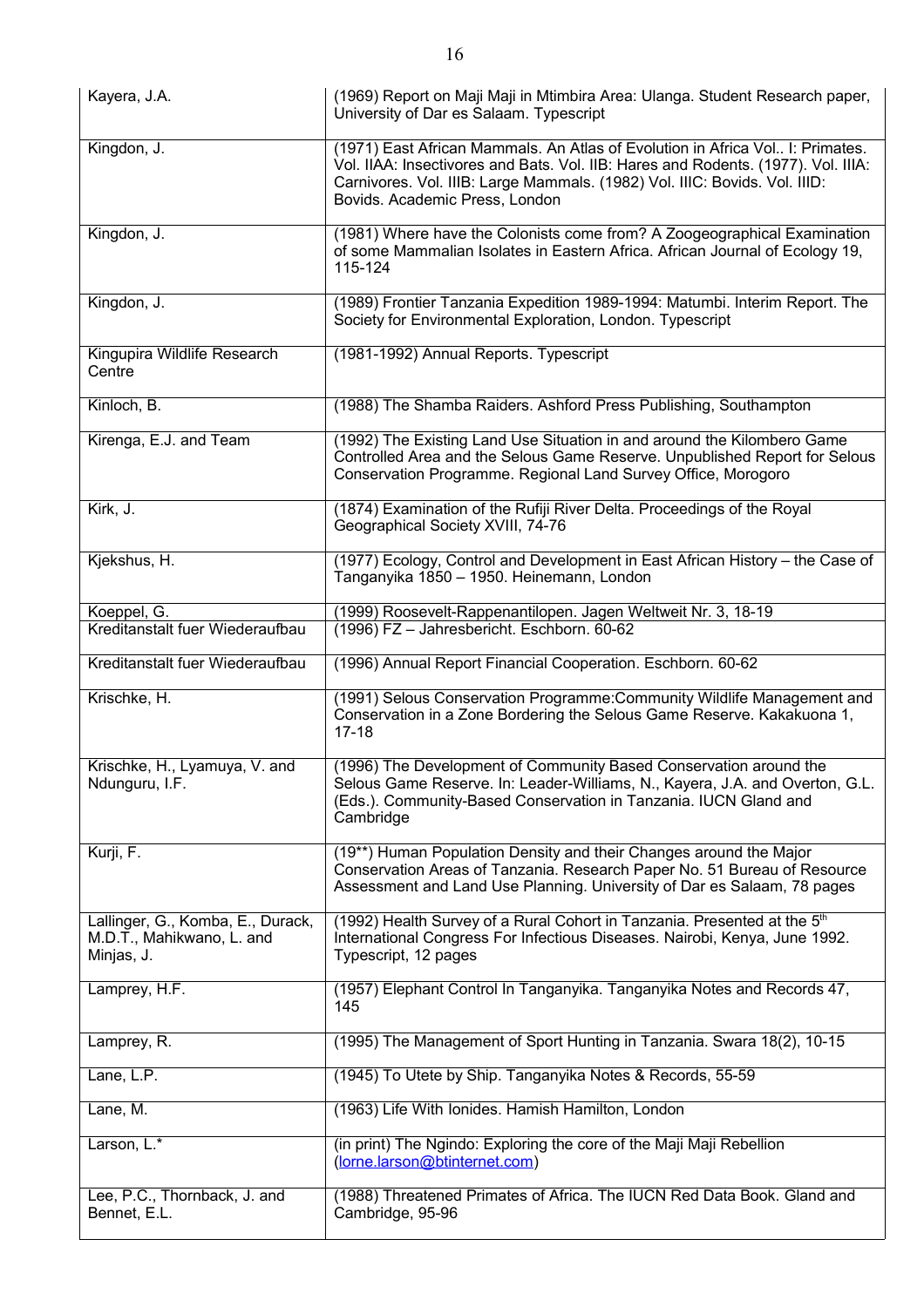| | |
|---|---|
| Kayera, J.A. | (1969) Report on Maji Maji in Mtimbira Area: Ulanga. Student Research paper, University of Dar es Salaam. Typescript |
| Kingdon, J. | (1971) East African Mammals. An Atlas of Evolution in Africa Vol.. I: Primates. Vol. IIAA: Insectivores and Bats. Vol. IIB: Hares and Rodents. (1977). Vol. IIIA: Carnivores. Vol. IIIB: Large Mammals. (1982) Vol. IIIC: Bovids. Vol. IIID: Bovids. Academic Press, London |
| Kingdon, J. | (1981) Where have the Colonists come from? A Zoogeographical Examination of some Mammalian Isolates in Eastern Africa. African Journal of Ecology 19, 115-124 |
| Kingdon, J. | (1989) Frontier Tanzania Expedition 1989-1994: Matumbi. Interim Report. The Society for Environmental Exploration, London. Typescript |
| Kingupira Wildlife Research Centre | (1981-1992) Annual Reports. Typescript |
| Kinloch, B. | (1988) The Shamba Raiders. Ashford Press Publishing, Southampton |
| Kirenga, E.J. and Team | (1992) The Existing Land Use Situation in and around the Kilombero Game Controlled Area and the Selous Game Reserve. Unpublished Report for Selous Conservation Programme. Regional Land Survey Office, Morogoro |
| Kirk, J. | (1874) Examination of the Rufiji River Delta. Proceedings of the Royal Geographical Society XVIII, 74-76 |
| Kjekshus, H. | (1977) Ecology, Control and Development in East African History – the Case of Tanganyika 1850 – 1950. Heinemann, London |
| Koeppel, G. | (1999) Roosevelt-Rappenantilopen. Jagen Weltweit Nr. 3, 18-19 |
| Kreditanstalt fuer Wiederaufbau | (1996) FZ – Jahresbericht. Eschborn. 60-62 |
| Kreditanstalt fuer Wiederaufbau | (1996) Annual Report Financial Cooperation. Eschborn. 60-62 |
| Krischke, H. | (1991) Selous Conservation Programme:Community Wildlife Management and Conservation in a Zone Bordering the Selous Game Reserve. Kakakuona 1, 17-18 |
| Krischke, H., Lyamuya, V. and Ndunguru, I.F. | (1996) The Development of Community Based Conservation around the Selous Game Reserve. In: Leader-Williams, N., Kayera, J.A. and Overton, G.L. (Eds.). Community-Based Conservation in Tanzania. IUCN Gland and Cambridge |
| Kurji, F. | (19**) Human Population Density and their Changes around the Major Conservation Areas of Tanzania. Research Paper No. 51 Bureau of Resource Assessment and Land Use Planning. University of Dar es Salaam, 78 pages |
| Lallinger, G., Komba, E., Durack, M.D.T., Mahikwano, L. and Minjas, J. | (1992) Health Survey of a Rural Cohort in Tanzania. Presented at the 5th International Congress For Infectious Diseases. Nairobi, Kenya, June 1992. Typescript, 12 pages |
| Lamprey, H.F. | (1957) Elephant Control In Tanganyika. Tanganyika Notes and Records 47, 145 |
| Lamprey, R. | (1995) The Management of Sport Hunting in Tanzania. Swara 18(2), 10-15 |
| Lane, L.P. | (1945) To Utete by Ship. Tanganyika Notes & Records, 55-59 |
| Lane, M. | (1963) Life With Ionides. Hamish Hamilton, London |
| Larson, L.* | (in print) The Ngindo: Exploring the core of the Maji Maji Rebellion (lorne.larson@btinternet.com) |
| Lee, P.C., Thornback, J. and Bennet, E.L. | (1988) Threatened Primates of Africa. The IUCN Red Data Book. Gland and Cambridge, 95-96 |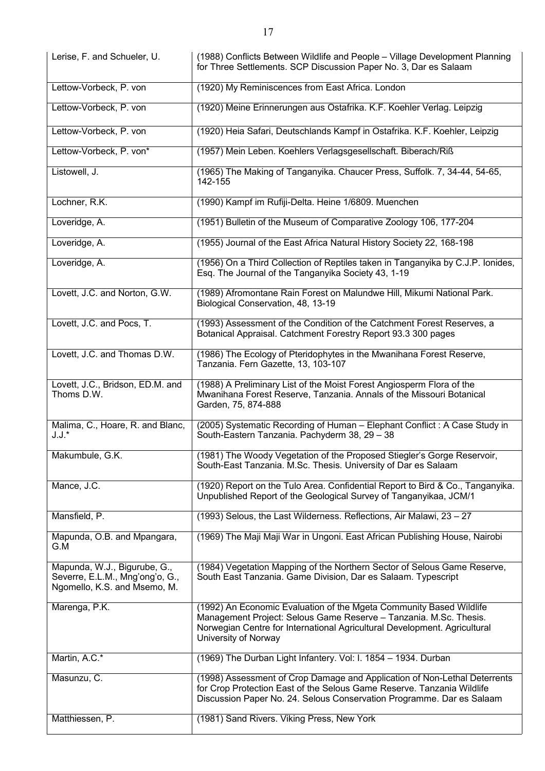| | |
|---|---|
| Lerise, F. and Schueler, U. | (1988) Conflicts Between Wildlife and People – Village Development Planning for Three Settlements. SCP Discussion Paper No. 3, Dar es Salaam |
| Lettow-Vorbeck, P. von | (1920) My Reminiscences from East Africa. London |
| Lettow-Vorbeck, P. von | (1920) Meine Erinnerungen aus Ostafrika. K.F. Koehler Verlag. Leipzig |
| Lettow-Vorbeck, P. von | (1920) Heia Safari, Deutschlands Kampf in Ostafrika. K.F. Koehler, Leipzig |
| Lettow-Vorbeck, P. von* | (1957) Mein Leben. Koehlers Verlagsgesellschaft. Biberach/Riß |
| Listowell, J. | (1965) The Making of Tanganyika. Chaucer Press, Suffolk. 7, 34-44, 54-65, 142-155 |
| Lochner, R.K. | (1990) Kampf im Rufiji-Delta. Heine 1/6809. Muenchen |
| Loveridge, A. | (1951) Bulletin of the Museum of Comparative Zoology 106, 177-204 |
| Loveridge, A. | (1955) Journal of the East Africa Natural History Society 22, 168-198 |
| Loveridge, A. | (1956) On a Third Collection of Reptiles taken in Tanganyika by C.J.P. Ionides, Esq. The Journal of the Tanganyika Society 43, 1-19 |
| Lovett, J.C. and Norton, G.W. | (1989) Afromontane Rain Forest on Malundwe Hill, Mikumi National Park. Biological Conservation, 48, 13-19 |
| Lovett, J.C. and Pocs, T. | (1993) Assessment of the Condition of the Catchment Forest Reserves, a Botanical Appraisal. Catchment Forestry Report 93.3 300 pages |
| Lovett, J.C. and Thomas D.W. | (1986) The Ecology of Pteridophytes in the Mwanihana Forest Reserve, Tanzania. Fern Gazette, 13, 103-107 |
| Lovett, J.C., Bridson, ED.M. and Thoms D.W. | (1988) A Preliminary List of the Moist Forest Angiosperm Flora of the Mwanihana Forest Reserve, Tanzania. Annals of the Missouri Botanical Garden, 75, 874-888 |
| Malima, C., Hoare, R. and Blanc, J.J.* | (2005) Systematic Recording of Human – Elephant Conflict : A Case Study in South-Eastern Tanzania. Pachyderm 38, 29 – 38 |
| Makumbule, G.K. | (1981) The Woody Vegetation of the Proposed Stiegler's Gorge Reservoir, South-East Tanzania. M.Sc. Thesis. University of Dar es Salaam |
| Mance, J.C. | (1920) Report on the Tulo Area. Confidential Report to Bird & Co., Tanganyika. Unpublished Report of the Geological Survey of Tanganyikaa, JCM/1 |
| Mansfield, P. | (1993) Selous, the Last Wilderness. Reflections, Air Malawi, 23 – 27 |
| Mapunda, O.B. and Mpangara, G.M | (1969) The Maji Maji War in Ungoni. East African Publishing House, Nairobi |
| Mapunda, W.J., Bigurube, G., Severre, E.L.M., Mng'ong'o, G., Ngomello, K.S. and Msemo, M. | (1984) Vegetation Mapping of the Northern Sector of Selous Game Reserve, South East Tanzania. Game Division, Dar es Salaam. Typescript |
| Marenga, P.K. | (1992) An Economic Evaluation of the Mgeta Community Based Wildlife Management Project: Selous Game Reserve – Tanzania. M.Sc. Thesis. Norwegian Centre for International Agricultural Development. Agricultural University of Norway |
| Martin, A.C.* | (1969) The Durban Light Infantery. Vol: I. 1854 – 1934. Durban |
| Masunzu, C. | (1998) Assessment of Crop Damage and Application of Non-Lethal Deterrents for Crop Protection East of the Selous Game Reserve. Tanzania Wildlife Discussion Paper No. 24. Selous Conservation Programme. Dar es Salaam |
| Matthiessen, P. | (1981) Sand Rivers. Viking Press, New York |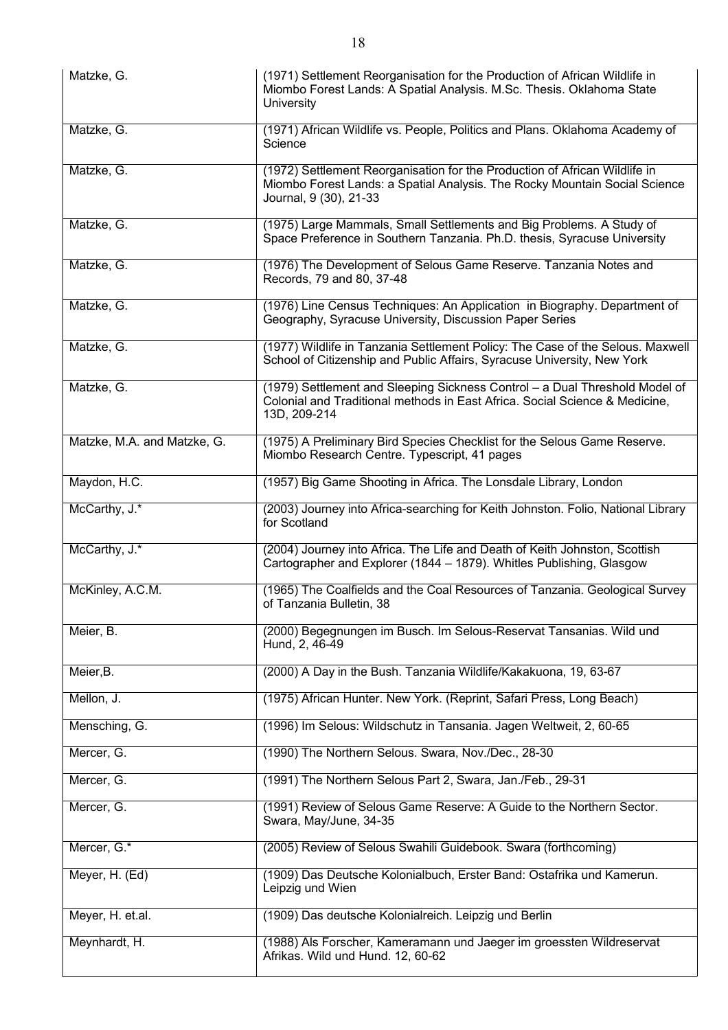| | |
|---|---|
| Matzke, G. | (1971) Settlement Reorganisation for the Production of African Wildlife in Miombo Forest Lands: A Spatial Analysis. M.Sc. Thesis. Oklahoma State University |
| Matzke, G. | (1971) African Wildlife vs. People, Politics and Plans. Oklahoma Academy of Science |
| Matzke, G. | (1972) Settlement Reorganisation for the Production of African Wildlife in Miombo Forest Lands: a Spatial Analysis. The Rocky Mountain Social Science Journal, 9 (30), 21-33 |
| Matzke, G. | (1975) Large Mammals, Small Settlements and Big Problems. A Study of Space Preference in Southern Tanzania. Ph.D. thesis, Syracuse University |
| Matzke, G. | (1976) The Development of Selous Game Reserve. Tanzania Notes and Records, 79 and 80, 37-48 |
| Matzke, G. | (1976) Line Census Techniques: An Application in Biography. Department of Geography, Syracuse University, Discussion Paper Series |
| Matzke, G. | (1977) Wildlife in Tanzania Settlement Policy: The Case of the Selous. Maxwell School of Citizenship and Public Affairs, Syracuse University, New York |
| Matzke, G. | (1979) Settlement and Sleeping Sickness Control – a Dual Threshold Model of Colonial and Traditional methods in East Africa. Social Science & Medicine, 13D, 209-214 |
| Matzke, M.A. and Matzke, G. | (1975) A Preliminary Bird Species Checklist for the Selous Game Reserve. Miombo Research Centre. Typescript, 41 pages |
| Maydon, H.C. | (1957) Big Game Shooting in Africa. The Lonsdale Library, London |
| McCarthy, J.* | (2003) Journey into Africa-searching for Keith Johnston. Folio, National Library for Scotland |
| McCarthy, J.* | (2004) Journey into Africa. The Life and Death of Keith Johnston, Scottish Cartographer and Explorer (1844 – 1879). Whitles Publishing, Glasgow |
| McKinley, A.C.M. | (1965) The Coalfields and the Coal Resources of Tanzania. Geological Survey of Tanzania Bulletin, 38 |
| Meier, B. | (2000) Begegnungen im Busch. Im Selous-Reservat Tansanias. Wild und Hund, 2, 46-49 |
| Meier,B. | (2000) A Day in the Bush. Tanzania Wildlife/Kakakuona, 19, 63-67 |
| Mellon, J. | (1975) African Hunter. New York. (Reprint, Safari Press, Long Beach) |
| Mensching, G. | (1996) Im Selous: Wildschutz in Tansania. Jagen Weltweit, 2, 60-65 |
| Mercer, G. | (1990) The Northern Selous. Swara, Nov./Dec., 28-30 |
| Mercer, G. | (1991) The Northern Selous Part 2, Swara, Jan./Feb., 29-31 |
| Mercer, G. | (1991) Review of Selous Game Reserve: A Guide to the Northern Sector. Swara, May/June, 34-35 |
| Mercer, G.* | (2005) Review of Selous Swahili Guidebook. Swara (forthcoming) |
| Meyer, H. (Ed) | (1909) Das Deutsche Kolonialbuch, Erster Band: Ostafrika und Kamerun. Leipzig und Wien |
| Meyer, H. et.al. | (1909) Das deutsche Kolonialreich. Leipzig und Berlin |
| Meynhardt, H. | (1988) Als Forscher, Kameramann und Jaeger im groessten Wildreservat Afrikas. Wild und Hund. 12, 60-62 |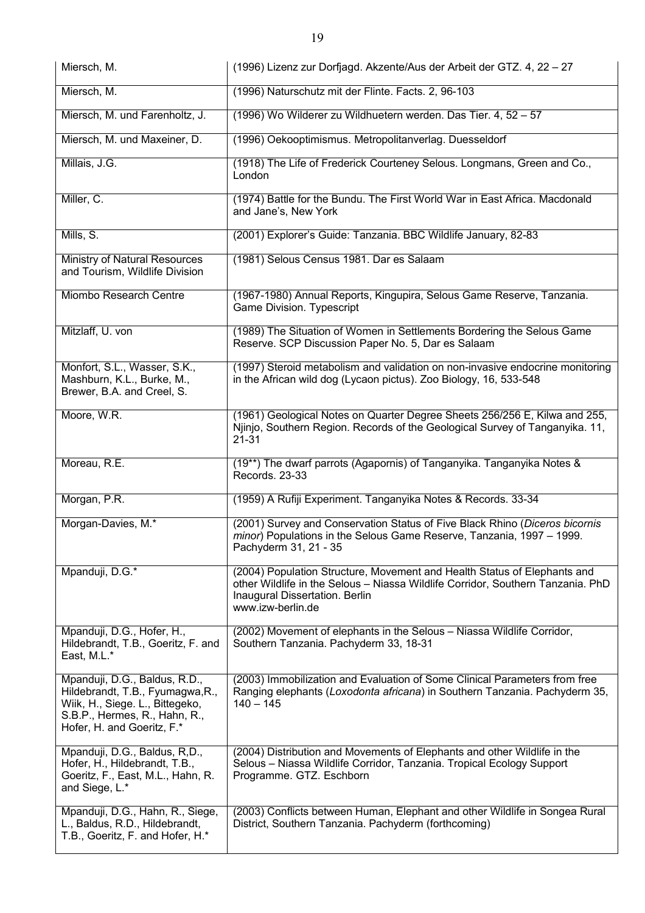| | |
|---|---|
| Miersch, M. | (1996) Lizenz zur Dorfjagd. Akzente/Aus der Arbeit der GTZ. 4, 22 – 27 |
| Miersch, M. | (1996) Naturschutz mit der Flinte. Facts. 2, 96-103 |
| Miersch, M. und Farenholtz, J. | (1996) Wo Wilderer zu Wildhuetern werden. Das Tier. 4, 52 – 57 |
| Miersch, M. und Maxeiner, D. | (1996) Oekooptimismus. Metropolitanverlag. Duesseldorf |
| Millais, J.G. | (1918) The Life of Frederick Courteney Selous. Longmans, Green and Co., London |
| Miller, C. | (1974) Battle for the Bundu. The First World War in East Africa. Macdonald and Jane's, New York |
| Mills, S. | (2001) Explorer's Guide: Tanzania. BBC Wildlife January, 82-83 |
| Ministry of Natural Resources and Tourism, Wildlife Division | (1981) Selous Census 1981. Dar es Salaam |
| Miombo Research Centre | (1967-1980) Annual Reports, Kingupira, Selous Game Reserve, Tanzania. Game Division. Typescript |
| Mitzlaff, U. von | (1989) The Situation of Women in Settlements Bordering the Selous Game Reserve. SCP Discussion Paper No. 5, Dar es Salaam |
| Monfort, S.L., Wasser, S.K., Mashburn, K.L., Burke, M., Brewer, B.A. and Creel, S. | (1997) Steroid metabolism and validation on non-invasive endocrine monitoring in the African wild dog (Lycaon pictus). Zoo Biology, 16, 533-548 |
| Moore, W.R. | (1961) Geological Notes on Quarter Degree Sheets 256/256 E, Kilwa and 255, Njinjo, Southern Region. Records of the Geological Survey of Tanganyika. 11, 21-31 |
| Moreau, R.E. | (19**) The dwarf parrots (Agapornis) of Tanganyika. Tanganyika Notes & Records. 23-33 |
| Morgan, P.R. | (1959) A Rufiji Experiment. Tanganyika Notes & Records. 33-34 |
| Morgan-Davies, M.* | (2001) Survey and Conservation Status of Five Black Rhino (*Diceros bicornis minor*) Populations in the Selous Game Reserve, Tanzania, 1997 – 1999. Pachyderm 31, 21 - 35 |
| Mpanduji, D.G.* | (2004) Population Structure, Movement and Health Status of Elephants and other Wildlife in the Selous – Niassa Wildlife Corridor, Southern Tanzania. PhD Inaugural Dissertation. Berlin www.izw-berlin.de |
| Mpanduji, D.G., Hofer, H., Hildebrandt, T.B., Goeritz, F. and East, M.L.* | (2002) Movement of elephants in the Selous – Niassa Wildlife Corridor, Southern Tanzania. Pachyderm 33, 18-31 |
| Mpanduji, D.G., Baldus, R.D., Hildebrandt, T.B., Fyumagwa,R., Wiik, H., Siege. L., Bittegeko, S.B.P., Hermes, R., Hahn, R., Hofer, H. and Goeritz, F.* | (2003) Immobilization and Evaluation of Some Clinical Parameters from free Ranging elephants (*Loxodonta africana*) in Southern Tanzania. Pachyderm 35, 140 – 145 |
| Mpanduji, D.G., Baldus, R,D., Hofer, H., Hildebrandt, T.B., Goeritz, F., East, M.L., Hahn, R. and Siege, L.* | (2004) Distribution and Movements of Elephants and other Wildlife in the Selous – Niassa Wildlife Corridor, Tanzania. Tropical Ecology Support Programme. GTZ. Eschborn |
| Mpanduji, D.G., Hahn, R., Siege, L., Baldus, R.D., Hildebrandt, T.B., Goeritz, F. and Hofer, H.* | (2003) Conflicts between Human, Elephant and other Wildlife in Songea Rural District, Southern Tanzania. Pachyderm (forthcoming) |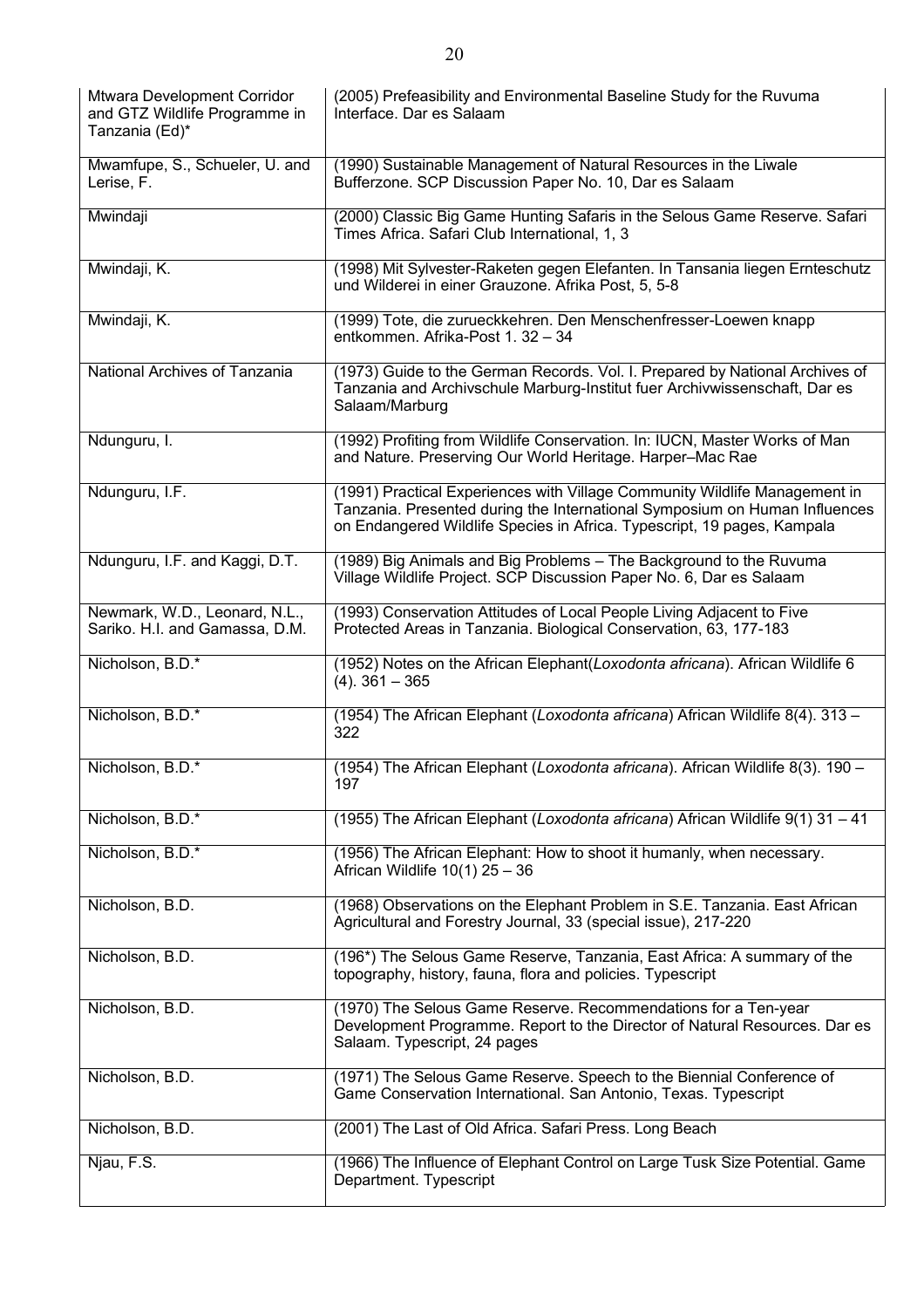| | |
|---|---|
| Mtwara Development Corridor and GTZ Wildlife Programme in Tanzania (Ed)* | (2005) Prefeasibility and Environmental Baseline Study for the Ruvuma Interface. Dar es Salaam |
| Mwamfupe, S., Schueler, U. and Lerise, F. | (1990) Sustainable Management of Natural Resources in the Liwale Bufferzone. SCP Discussion Paper No. 10, Dar es Salaam |
| Mwindaji | (2000) Classic Big Game Hunting Safaris in the Selous Game Reserve. Safari Times Africa. Safari Club International, 1, 3 |
| Mwindaji, K. | (1998) Mit Sylvester-Raketen gegen Elefanten. In Tansania liegen Ernteschutz und Wilderei in einer Grauzone. Afrika Post, 5, 5-8 |
| Mwindaji, K. | (1999) Tote, die zurueckkehren. Den Menschenfresser-Loewen knapp entkommen. Afrika-Post 1. 32 – 34 |
| National Archives of Tanzania | (1973) Guide to the German Records. Vol. I. Prepared by National Archives of Tanzania and Archivschule Marburg-Institut fuer Archivwissenschaft, Dar es Salaam/Marburg |
| Ndunguru, I. | (1992) Profiting from Wildlife Conservation. In: IUCN, Master Works of Man and Nature. Preserving Our World Heritage. Harper–Mac Rae |
| Ndunguru, I.F. | (1991) Practical Experiences with Village Community Wildlife Management in Tanzania. Presented during the International Symposium on Human Influences on Endangered Wildlife Species in Africa. Typescript, 19 pages, Kampala |
| Ndunguru, I.F. and Kaggi, D.T. | (1989) Big Animals and Big Problems – The Background to the Ruvuma Village Wildlife Project. SCP Discussion Paper No. 6, Dar es Salaam |
| Newmark, W.D., Leonard, N.L., Sariko. H.I. and Gamassa, D.M. | (1993) Conservation Attitudes of Local People Living Adjacent to Five Protected Areas in Tanzania. Biological Conservation, 63, 177-183 |
| Nicholson, B.D.* | (1952) Notes on the African Elephant(*Loxodonta africana*). African Wildlife 6 (4). 361 – 365 |
| Nicholson, B.D.* | (1954) The African Elephant (*Loxodonta africana*) African Wildlife 8(4). 313 – 322 |
| Nicholson, B.D.* | (1954) The African Elephant (*Loxodonta africana*). African Wildlife 8(3). 190 – 197 |
| Nicholson, B.D.* | (1955) The African Elephant (*Loxodonta africana*) African Wildlife 9(1) 31 – 41 |
| Nicholson, B.D.* | (1956) The African Elephant: How to shoot it humanly, when necessary. African Wildlife 10(1) 25 – 36 |
| Nicholson, B.D. | (1968) Observations on the Elephant Problem in S.E. Tanzania. East African Agricultural and Forestry Journal, 33 (special issue), 217-220 |
| Nicholson, B.D. | (196*) The Selous Game Reserve, Tanzania, East Africa: A summary of the topography, history, fauna, flora and policies. Typescript |
| Nicholson, B.D. | (1970) The Selous Game Reserve. Recommendations for a Ten-year Development Programme. Report to the Director of Natural Resources. Dar es Salaam. Typescript, 24 pages |
| Nicholson, B.D. | (1971) The Selous Game Reserve. Speech to the Biennial Conference of Game Conservation International. San Antonio, Texas. Typescript |
| Nicholson, B.D. | (2001) The Last of Old Africa. Safari Press. Long Beach |
| Njau, F.S. | (1966) The Influence of Elephant Control on Large Tusk Size Potential. Game Department. Typescript |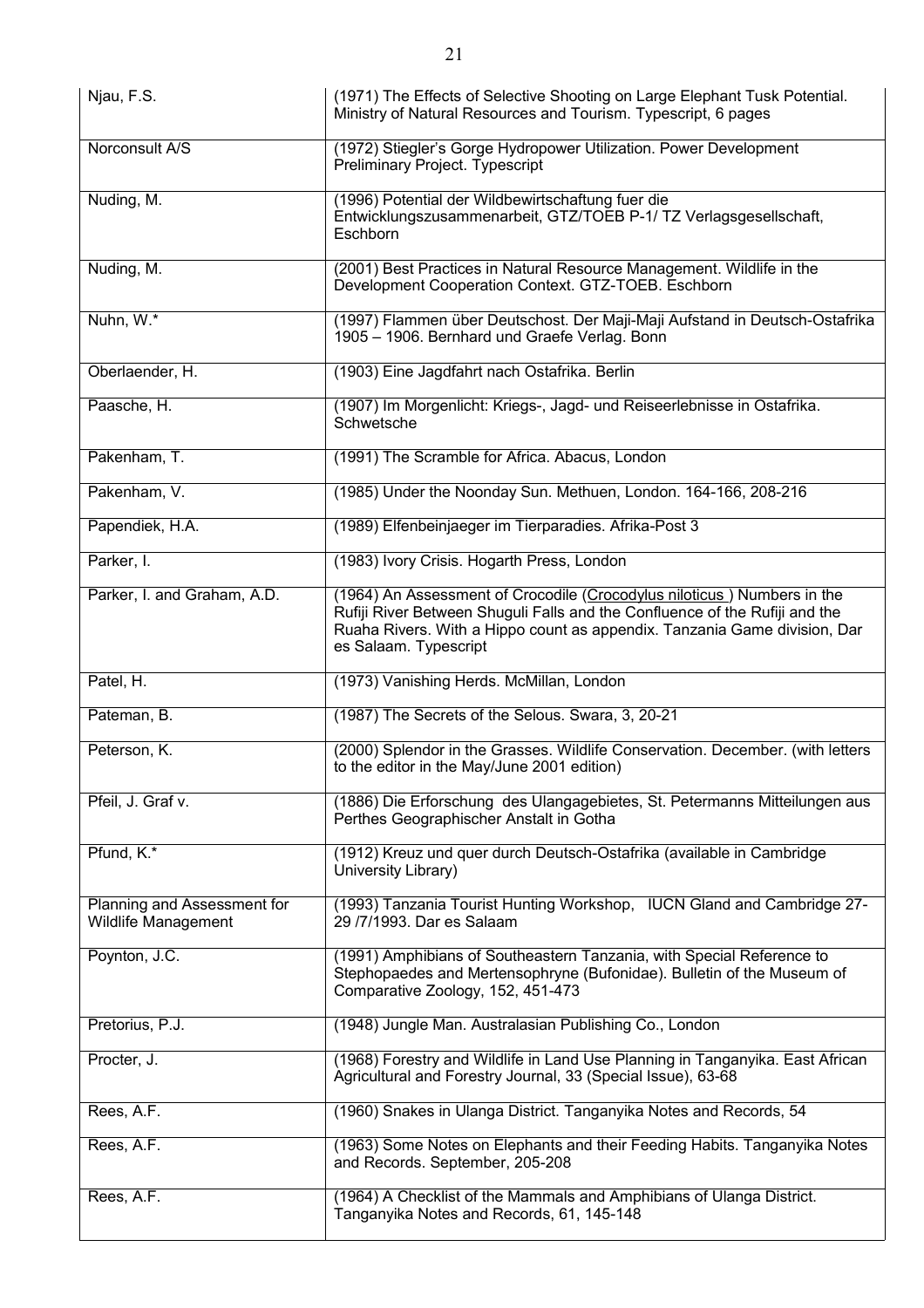| | |
|---|---|
| Njau, F.S. | (1971) The Effects of Selective Shooting on Large Elephant Tusk Potential. Ministry of Natural Resources and Tourism. Typescript, 6 pages |
| Norconsult A/S | (1972) Stiegler's Gorge Hydropower Utilization. Power Development Preliminary Project. Typescript |
| Nuding, M. | (1996) Potential der Wildbewirtschaftung fuer die Entwicklungszusammenarbeit, GTZ/TOEB P-1/ TZ Verlagsgesellschaft, Eschborn |
| Nuding, M. | (2001) Best Practices in Natural Resource Management. Wildlife in the Development Cooperation Context. GTZ-TOEB. Eschborn |
| Nuhn, W.* | (1997) Flammen über Deutschost. Der Maji-Maji Aufstand in Deutsch-Ostafrika 1905 – 1906. Bernhard und Graefe Verlag. Bonn |
| Oberlaender, H. | (1903) Eine Jagdfahrt nach Ostafrika. Berlin |
| Paasche, H. | (1907) Im Morgenlicht: Kriegs-, Jagd- und Reiseerlebnisse in Ostafrika. Schwetsche |
| Pakenham, T. | (1991) The Scramble for Africa. Abacus, London |
| Pakenham, V. | (1985) Under the Noonday Sun. Methuen, London. 164-166, 208-216 |
| Papendiek, H.A. | (1989) Elfenbeinjaeger im Tierparadies. Afrika-Post 3 |
| Parker, I. | (1983) Ivory Crisis. Hogarth Press, London |
| Parker, I. and Graham, A.D. | (1964) An Assessment of Crocodile (Crocodylus niloticus ) Numbers in the Rufiji River Between Shuguli Falls and the Confluence of the Rufiji and the Ruaha Rivers. With a Hippo count as appendix. Tanzania Game division, Dar es Salaam. Typescript |
| Patel, H. | (1973) Vanishing Herds. McMillan, London |
| Pateman, B. | (1987) The Secrets of the Selous. Swara, 3, 20-21 |
| Peterson, K. | (2000) Splendor in the Grasses. Wildlife Conservation. December. (with letters to the editor in the May/June 2001 edition) |
| Pfeil, J. Graf v. | (1886) Die Erforschung des Ulangagebietes, St. Petermanns Mitteilungen aus Perthes Geographischer Anstalt in Gotha |
| Pfund, K.* | (1912) Kreuz und quer durch Deutsch-Ostafrika (available in Cambridge University Library) |
| Planning and Assessment for Wildlife Management | (1993) Tanzania Tourist Hunting Workshop, IUCN Gland and Cambridge 27-29 /7/1993. Dar es Salaam |
| Poynton, J.C. | (1991) Amphibians of Southeastern Tanzania, with Special Reference to Stephopaedes and Mertensophryne (Bufonidae). Bulletin of the Museum of Comparative Zoology, 152, 451-473 |
| Pretorius, P.J. | (1948) Jungle Man. Australasian Publishing Co., London |
| Procter, J. | (1968) Forestry and Wildlife in Land Use Planning in Tanganyika. East African Agricultural and Forestry Journal, 33 (Special Issue), 63-68 |
| Rees, A.F. | (1960) Snakes in Ulanga District. Tanganyika Notes and Records, 54 |
| Rees, A.F. | (1963) Some Notes on Elephants and their Feeding Habits. Tanganyika Notes and Records. September, 205-208 |
| Rees, A.F. | (1964) A Checklist of the Mammals and Amphibians of Ulanga District. Tanganyika Notes and Records, 61, 145-148 |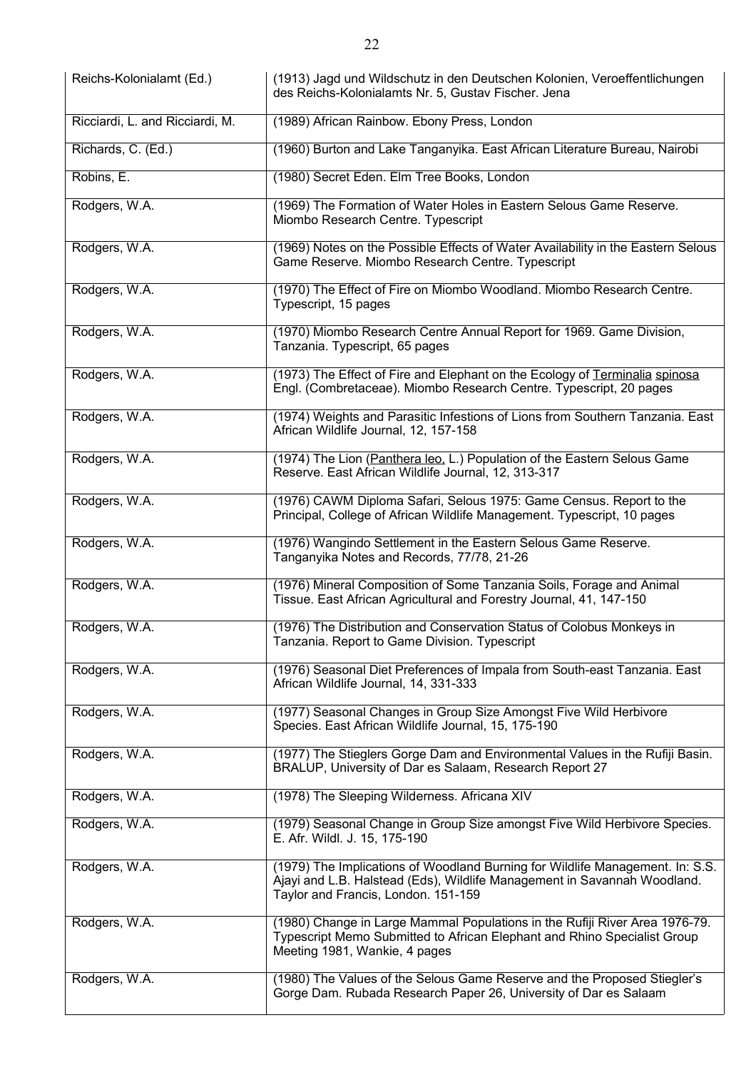| | |
|---|---|
| Reichs-Kolonialamt (Ed.) | (1913) Jagd und Wildschutz in den Deutschen Kolonien, Veroeffentlichungen des Reichs-Kolonialamts Nr. 5, Gustav Fischer. Jena |
| Ricciardi, L. and Ricciardi, M. | (1989) African Rainbow. Ebony Press, London |
| Richards, C. (Ed.) | (1960) Burton and Lake Tanganyika. East African Literature Bureau, Nairobi |
| Robins, E. | (1980) Secret Eden. Elm Tree Books, London |
| Rodgers, W.A. | (1969) The Formation of Water Holes in Eastern Selous Game Reserve. Miombo Research Centre. Typescript |
| Rodgers, W.A. | (1969) Notes on the Possible Effects of Water Availability in the Eastern Selous Game Reserve. Miombo Research Centre. Typescript |
| Rodgers, W.A. | (1970) The Effect of Fire on Miombo Woodland. Miombo Research Centre. Typescript, 15 pages |
| Rodgers, W.A. | (1970) Miombo Research Centre Annual Report for 1969. Game Division, Tanzania. Typescript, 65 pages |
| Rodgers, W.A. | (1973) The Effect of Fire and Elephant on the Ecology of Terminalia spinosa Engl. (Combretaceae). Miombo Research Centre. Typescript, 20 pages |
| Rodgers, W.A. | (1974) Weights and Parasitic Infestions of Lions from Southern Tanzania. East African Wildlife Journal, 12, 157-158 |
| Rodgers, W.A. | (1974) The Lion (Panthera leo, L.) Population of the Eastern Selous Game Reserve. East African Wildlife Journal, 12, 313-317 |
| Rodgers, W.A. | (1976) CAWM Diploma Safari, Selous 1975: Game Census. Report to the Principal, College of African Wildlife Management. Typescript, 10 pages |
| Rodgers, W.A. | (1976) Wangindo Settlement in the Eastern Selous Game Reserve. Tanganyika Notes and Records, 77/78, 21-26 |
| Rodgers, W.A. | (1976) Mineral Composition of Some Tanzania Soils, Forage and Animal Tissue. East African Agricultural and Forestry Journal, 41, 147-150 |
| Rodgers, W.A. | (1976) The Distribution and Conservation Status of Colobus Monkeys in Tanzania. Report to Game Division. Typescript |
| Rodgers, W.A. | (1976) Seasonal Diet Preferences of Impala from South-east Tanzania. East African Wildlife Journal, 14, 331-333 |
| Rodgers, W.A. | (1977) Seasonal Changes in Group Size Amongst Five Wild Herbivore Species. East African Wildlife Journal, 15, 175-190 |
| Rodgers, W.A. | (1977) The Stieglers Gorge Dam and Environmental Values in the Rufiji Basin. BRALUP, University of Dar es Salaam, Research Report 27 |
| Rodgers, W.A. | (1978) The Sleeping Wilderness. Africana XIV |
| Rodgers, W.A. | (1979) Seasonal Change in Group Size amongst Five Wild Herbivore Species. E. Afr. Wildl. J. 15, 175-190 |
| Rodgers, W.A. | (1979) The Implications of Woodland Burning for Wildlife Management. In: S.S. Ajayi and L.B. Halstead (Eds), Wildlife Management in Savannah Woodland. Taylor and Francis, London. 151-159 |
| Rodgers, W.A. | (1980) Change in Large Mammal Populations in the Rufiji River Area 1976-79. Typescript Memo Submitted to African Elephant and Rhino Specialist Group Meeting 1981, Wankie, 4 pages |
| Rodgers, W.A. | (1980) The Values of the Selous Game Reserve and the Proposed Stiegler's Gorge Dam. Rubada Research Paper 26, University of Dar es Salaam |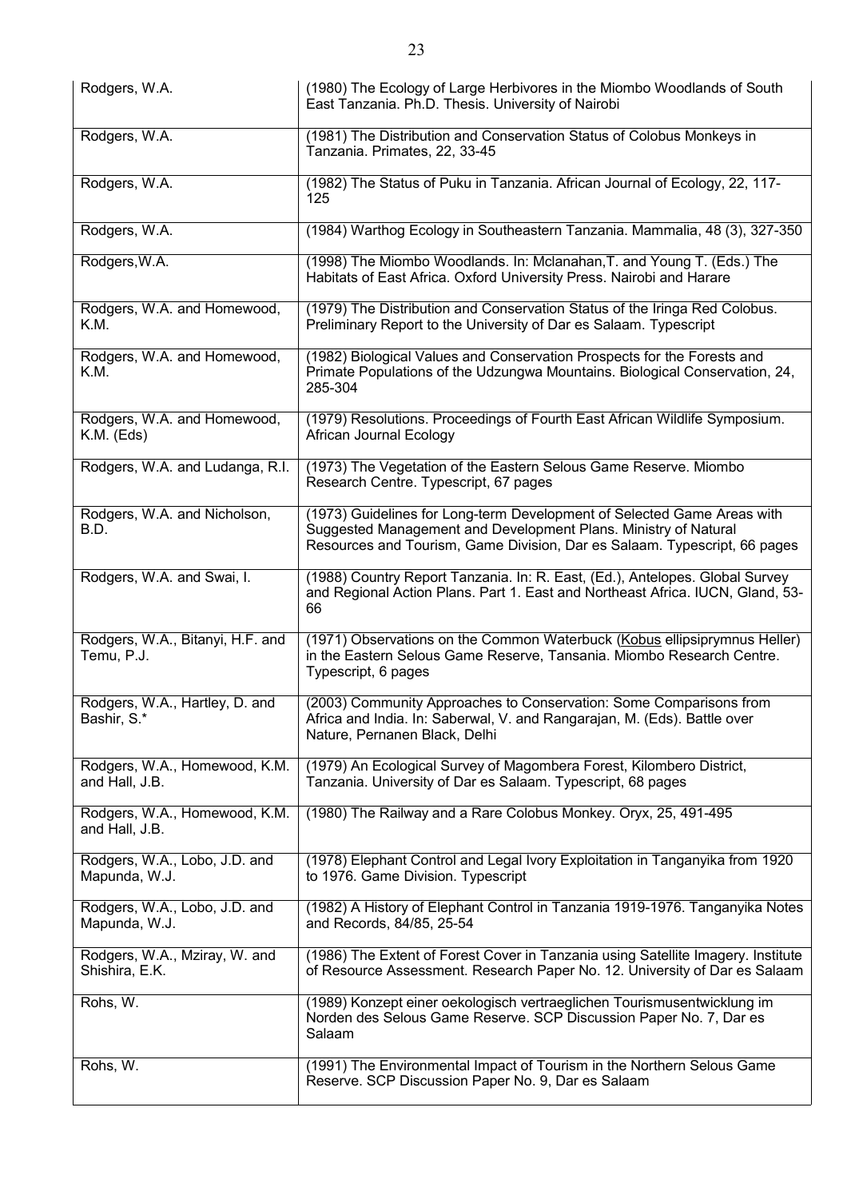| Rodgers, W.A. | (1980) The Ecology of Large Herbivores in the Miombo Woodlands of South East Tanzania. Ph.D. Thesis. University of Nairobi |
|---|---|
| Rodgers, W.A. | (1981) The Distribution and Conservation Status of Colobus Monkeys in Tanzania. Primates, 22, 33-45 |
| Rodgers, W.A. | (1982) The Status of Puku in Tanzania. African Journal of Ecology, 22, 117-125 |
| Rodgers, W.A. | (1984) Warthog Ecology in Southeastern Tanzania. Mammalia, 48 (3), 327-350 |
| Rodgers,W.A. | (1998) The Miombo Woodlands. In: Mclanahan,T. and Young T. (Eds.) The Habitats of East Africa. Oxford University Press. Nairobi and Harare |
| Rodgers, W.A. and Homewood, K.M. | (1979) The Distribution and Conservation Status of the Iringa Red Colobus. Preliminary Report to the University of Dar es Salaam. Typescript |
| Rodgers, W.A. and Homewood, K.M. | (1982) Biological Values and Conservation Prospects for the Forests and Primate Populations of the Udzungwa Mountains. Biological Conservation, 24, 285-304 |
| Rodgers, W.A. and Homewood, K.M. (Eds) | (1979) Resolutions. Proceedings of Fourth East African Wildlife Symposium. African Journal Ecology |
| Rodgers, W.A. and Ludanga, R.I. | (1973) The Vegetation of the Eastern Selous Game Reserve. Miombo Research Centre. Typescript, 67 pages |
| Rodgers, W.A. and Nicholson, B.D. | (1973) Guidelines for Long-term Development of Selected Game Areas with Suggested Management and Development Plans. Ministry of Natural Resources and Tourism, Game Division, Dar es Salaam. Typescript, 66 pages |
| Rodgers, W.A. and Swai, I. | (1988) Country Report Tanzania. In: R. East, (Ed.), Antelopes. Global Survey and Regional Action Plans. Part 1. East and Northeast Africa. IUCN, Gland, 53-66 |
| Rodgers, W.A., Bitanyi, H.F. and Temu, P.J. | (1971) Observations on the Common Waterbuck (Kobus ellipsiprymnus Heller) in the Eastern Selous Game Reserve, Tansania. Miombo Research Centre. Typescript, 6 pages |
| Rodgers, W.A., Hartley, D. and Bashir, S.* | (2003) Community Approaches to Conservation: Some Comparisons from Africa and India. In: Saberwal, V. and Rangarajan, M. (Eds). Battle over Nature, Pernanen Black, Delhi |
| Rodgers, W.A., Homewood, K.M. and Hall, J.B. | (1979) An Ecological Survey of Magombera Forest, Kilombero District, Tanzania. University of Dar es Salaam. Typescript, 68 pages |
| Rodgers, W.A., Homewood, K.M. and Hall, J.B. | (1980) The Railway and a Rare Colobus Monkey. Oryx, 25, 491-495 |
| Rodgers, W.A., Lobo, J.D. and Mapunda, W.J. | (1978) Elephant Control and Legal Ivory Exploitation in Tanganyika from 1920 to 1976. Game Division. Typescript |
| Rodgers, W.A., Lobo, J.D. and Mapunda, W.J. | (1982) A History of Elephant Control in Tanzania 1919-1976. Tanganyika Notes and Records, 84/85, 25-54 |
| Rodgers, W.A., Mziray, W. and Shishira, E.K. | (1986) The Extent of Forest Cover in Tanzania using Satellite Imagery. Institute of Resource Assessment. Research Paper No. 12. University of Dar es Salaam |
| Rohs, W. | (1989) Konzept einer oekologisch vertraeglichen Tourismusentwicklung im Norden des Selous Game Reserve. SCP Discussion Paper No. 7, Dar es Salaam |
| Rohs, W. | (1991) The Environmental Impact of Tourism in the Northern Selous Game Reserve. SCP Discussion Paper No. 9, Dar es Salaam |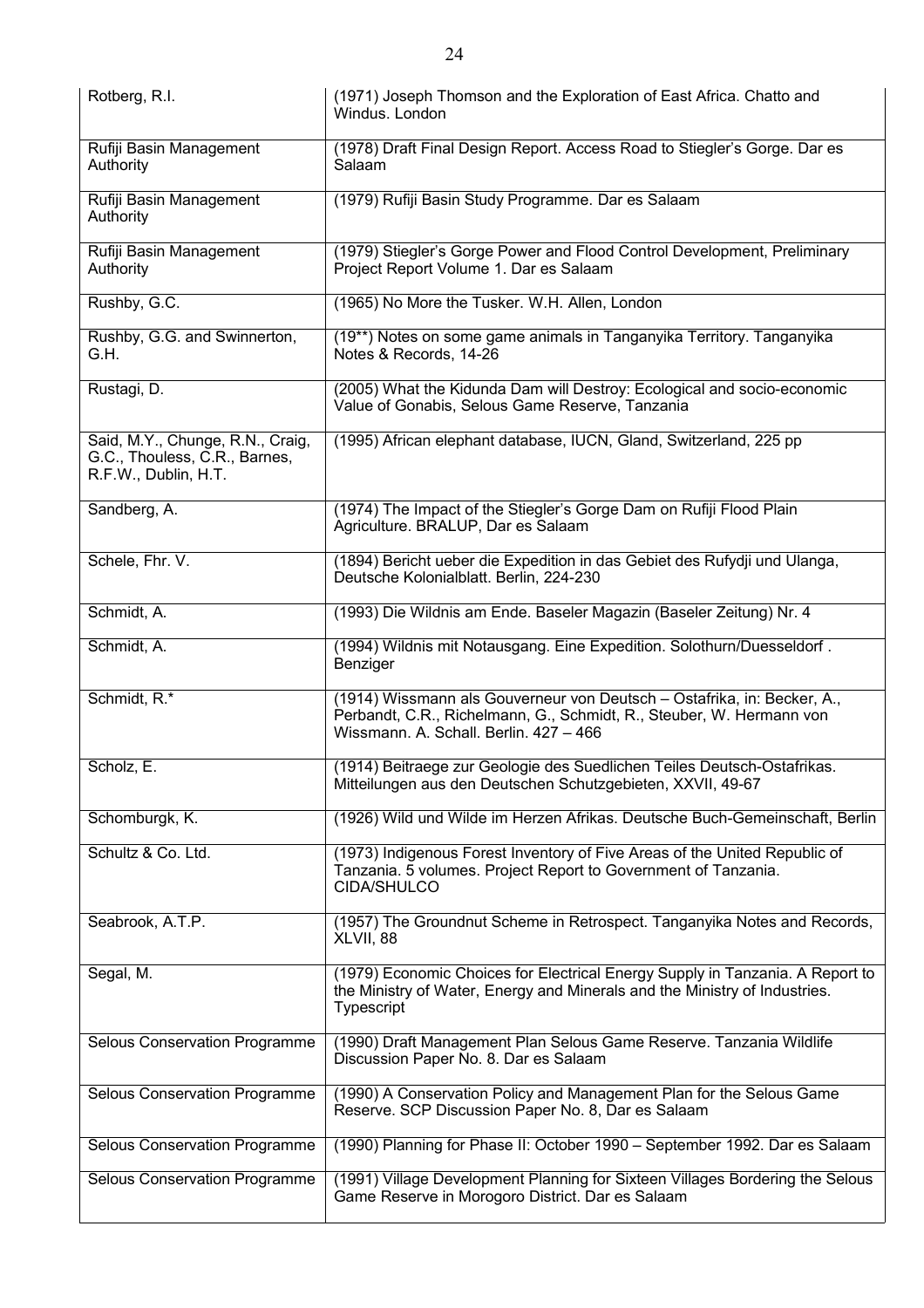| | |
|---|---|
| Rotberg, R.I. | (1971) Joseph Thomson and the Exploration of East Africa. Chatto and Windus. London |
| Rufiji Basin Management Authority | (1978) Draft Final Design Report. Access Road to Stiegler's Gorge. Dar es Salaam |
| Rufiji Basin Management Authority | (1979) Rufiji Basin Study Programme. Dar es Salaam |
| Rufiji Basin Management Authority | (1979) Stiegler's Gorge Power and Flood Control Development, Preliminary Project Report Volume 1. Dar es Salaam |
| Rushby, G.C. | (1965) No More the Tusker. W.H. Allen, London |
| Rushby, G.G. and Swinnerton, G.H. | (19**) Notes on some game animals in Tanganyika Territory. Tanganyika Notes & Records, 14-26 |
| Rustagi, D. | (2005) What the Kidunda Dam will Destroy: Ecological and socio-economic Value of Gonabis, Selous Game Reserve, Tanzania |
| Said, M.Y., Chunge, R.N., Craig, G.C., Thouless, C.R., Barnes, R.F.W., Dublin, H.T. | (1995) African elephant database, IUCN, Gland, Switzerland, 225 pp |
| Sandberg, A. | (1974) The Impact of the Stiegler's Gorge Dam on Rufiji Flood Plain Agriculture. BRALUP, Dar es Salaam |
| Schele, Fhr. V. | (1894) Bericht ueber die Expedition in das Gebiet des Rufydji und Ulanga, Deutsche Kolonialblatt. Berlin, 224-230 |
| Schmidt, A. | (1993) Die Wildnis am Ende. Baseler Magazin (Baseler Zeitung) Nr. 4 |
| Schmidt, A. | (1994) Wildnis mit Notausgang. Eine Expedition. Solothurn/Duesseldorf . Benziger |
| Schmidt, R.* | (1914) Wissmann als Gouverneur von Deutsch – Ostafrika, in: Becker, A., Perbandt, C.R., Richelmann, G., Schmidt, R., Steuber, W. Hermann von Wissmann. A. Schall. Berlin. 427 – 466 |
| Scholz, E. | (1914) Beitraege zur Geologie des Suedlichen Teiles Deutsch-Ostafrikas. Mitteilungen aus den Deutschen Schutzgebieten, XXVII, 49-67 |
| Schomburgk, K. | (1926) Wild und Wilde im Herzen Afrikas. Deutsche Buch-Gemeinschaft, Berlin |
| Schultz & Co. Ltd. | (1973) Indigenous Forest Inventory of Five Areas of the United Republic of Tanzania. 5 volumes. Project Report to Government of Tanzania. CIDA/SHULCO |
| Seabrook, A.T.P. | (1957) The Groundnut Scheme in Retrospect. Tanganyika Notes and Records, XLVII, 88 |
| Segal, M. | (1979) Economic Choices for Electrical Energy Supply in Tanzania. A Report to the Ministry of Water, Energy and Minerals and the Ministry of Industries. Typescript |
| Selous Conservation Programme | (1990) Draft Management Plan Selous Game Reserve. Tanzania Wildlife Discussion Paper No. 8. Dar es Salaam |
| Selous Conservation Programme | (1990) A Conservation Policy and Management Plan for the Selous Game Reserve. SCP Discussion Paper No. 8, Dar es Salaam |
| Selous Conservation Programme | (1990) Planning for Phase II: October 1990 – September 1992. Dar es Salaam |
| Selous Conservation Programme | (1991) Village Development Planning for Sixteen Villages Bordering the Selous Game Reserve in Morogoro District. Dar es Salaam |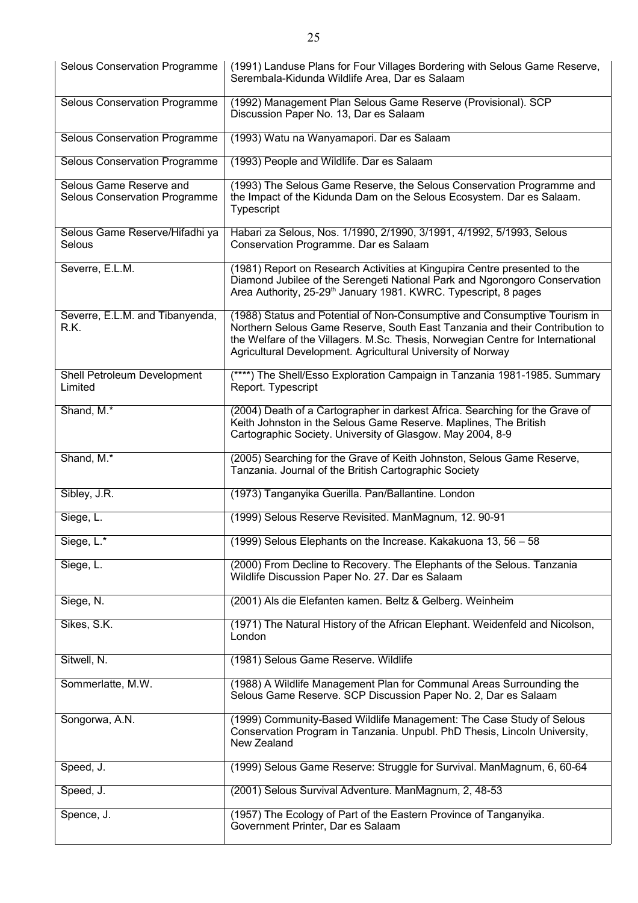| Selous Conservation Programme | (1991) Landuse Plans for Four Villages Bordering with Selous Game Reserve, Serembala-Kidunda Wildlife Area, Dar es Salaam |
|---|---|
| Selous Conservation Programme | (1992) Management Plan Selous Game Reserve (Provisional). SCP Discussion Paper No. 13, Dar es Salaam |
| Selous Conservation Programme | (1993) Watu na Wanyamapori. Dar es Salaam |
| Selous Conservation Programme | (1993) People and Wildlife. Dar es Salaam |
| Selous Game Reserve and Selous Conservation Programme | (1993) The Selous Game Reserve, the Selous Conservation Programme and the Impact of the Kidunda Dam on the Selous Ecosystem. Dar es Salaam. Typescript |
| Selous Game Reserve/Hifadhi ya Selous | Habari za Selous, Nos. 1/1990, 2/1990, 3/1991, 4/1992, 5/1993, Selous Conservation Programme. Dar es Salaam |
| Severre, E.L.M. | (1981) Report on Research Activities at Kingupira Centre presented to the Diamond Jubilee of the Serengeti National Park and Ngorongoro Conservation Area Authority, 25-29th January 1981. KWRC. Typescript, 8 pages |
| Severre, E.L.M. and Tibanyenda, R.K. | (1988) Status and Potential of Non-Consumptive and Consumptive Tourism in Northern Selous Game Reserve, South East Tanzania and their Contribution to the Welfare of the Villagers. M.Sc. Thesis, Norwegian Centre for International Agricultural Development. Agricultural University of Norway |
| Shell Petroleum Development Limited | (****) The Shell/Esso Exploration Campaign in Tanzania 1981-1985. Summary Report. Typescript |
| Shand, M.* | (2004) Death of a Cartographer in darkest Africa. Searching for the Grave of Keith Johnston in the Selous Game Reserve. Maplines, The British Cartographic Society. University of Glasgow. May 2004, 8-9 |
| Shand, M.* | (2005) Searching for the Grave of Keith Johnston, Selous Game Reserve, Tanzania. Journal of the British Cartographic Society |
| Sibley, J.R. | (1973) Tanganyika Guerilla. Pan/Ballantine. London |
| Siege, L. | (1999) Selous Reserve Revisited. ManMagnum, 12. 90-91 |
| Siege, L.* | (1999) Selous Elephants on the Increase. Kakakuona 13, 56 – 58 |
| Siege, L. | (2000) From Decline to Recovery. The Elephants of the Selous. Tanzania Wildlife Discussion Paper No. 27. Dar es Salaam |
| Siege, N. | (2001) Als die Elefanten kamen. Beltz & Gelberg. Weinheim |
| Sikes, S.K. | (1971) The Natural History of the African Elephant. Weidenfeld and Nicolson, London |
| Sitwell, N. | (1981) Selous Game Reserve. Wildlife |
| Sommerlatte, M.W. | (1988) A Wildlife Management Plan for Communal Areas Surrounding the Selous Game Reserve. SCP Discussion Paper No. 2, Dar es Salaam |
| Songorwa, A.N. | (1999) Community-Based Wildlife Management: The Case Study of Selous Conservation Program in Tanzania. Unpubl. PhD Thesis, Lincoln University, New Zealand |
| Speed, J. | (1999) Selous Game Reserve: Struggle for Survival. ManMagnum, 6, 60-64 |
| Speed, J. | (2001) Selous Survival Adventure. ManMagnum, 2, 48-53 |
| Spence, J. | (1957) The Ecology of Part of the Eastern Province of Tanganyika. Government Printer, Dar es Salaam |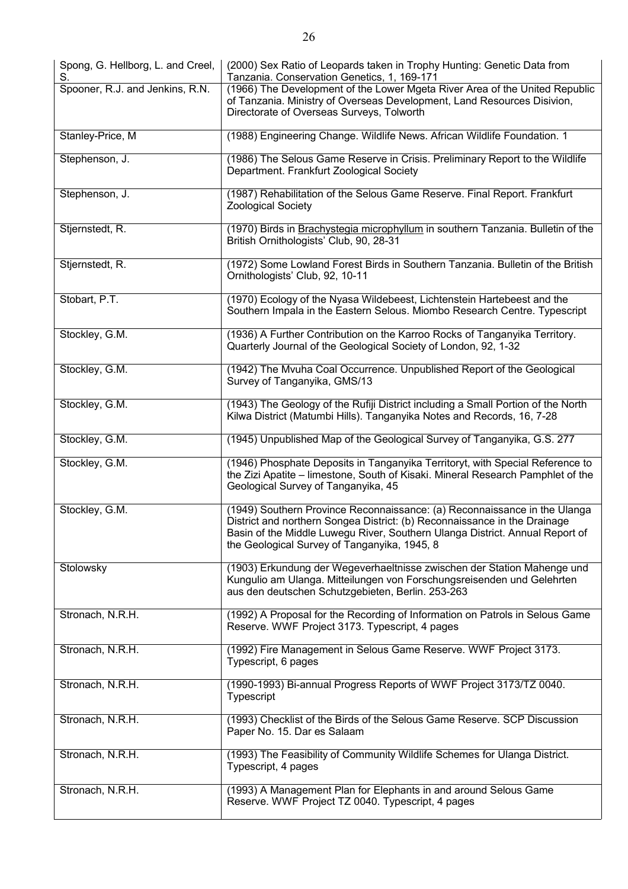| | |
|---|---|
| Spong, G. Hellborg, L. and Creel, S. | (2000) Sex Ratio of Leopards taken in Trophy Hunting: Genetic Data from Tanzania. Conservation Genetics, 1, 169-171 |
| Spooner, R.J. and Jenkins, R.N. | (1966) The Development of the Lower Mgeta River Area of the United Republic of Tanzania. Ministry of Overseas Development, Land Resources Disivion, Directorate of Overseas Surveys, Tolworth |
| Stanley-Price, M | (1988) Engineering Change. Wildlife News. African Wildlife Foundation. 1 |
| Stephenson, J. | (1986) The Selous Game Reserve in Crisis. Preliminary Report to the Wildlife Department. Frankfurt Zoological Society |
| Stephenson, J. | (1987) Rehabilitation of the Selous Game Reserve. Final Report. Frankfurt Zoological Society |
| Stjernstedt, R. | (1970) Birds in Brachystegia microphyllum in southern Tanzania. Bulletin of the British Ornithologists' Club, 90, 28-31 |
| Stjernstedt, R. | (1972) Some Lowland Forest Birds in Southern Tanzania. Bulletin of the British Ornithologists' Club, 92, 10-11 |
| Stobart, P.T. | (1970) Ecology of the Nyasa Wildebeest, Lichtenstein Hartebeest and the Southern Impala in the Eastern Selous. Miombo Research Centre. Typescript |
| Stockley, G.M. | (1936) A Further Contribution on the Karroo Rocks of Tanganyika Territory. Quarterly Journal of the Geological Society of London, 92, 1-32 |
| Stockley, G.M. | (1942) The Mvuha Coal Occurrence. Unpublished Report of the Geological Survey of Tanganyika, GMS/13 |
| Stockley, G.M. | (1943) The Geology of the Rufiji District including a Small Portion of the North Kilwa District (Matumbi Hills). Tanganyika Notes and Records, 16, 7-28 |
| Stockley, G.M. | (1945) Unpublished Map of the Geological Survey of Tanganyika, G.S. 277 |
| Stockley, G.M. | (1946) Phosphate Deposits in Tanganyika Territoryt, with Special Reference to the Zizi Apatite – limestone, South of Kisaki. Mineral Research Pamphlet of the Geological Survey of Tanganyika, 45 |
| Stockley, G.M. | (1949) Southern Province Reconnaissance: (a) Reconnaissance in the Ulanga District and northern Songea District: (b) Reconnaissance in the Drainage Basin of the Middle Luwegu River, Southern Ulanga District. Annual Report of the Geological Survey of Tanganyika, 1945, 8 |
| Stolowsky | (1903) Erkundung der Wegeverhaeltnisse zwischen der Station Mahenge und Kungulio am Ulanga. Mitteilungen von Forschungsreisenden und Gelehrten aus den deutschen Schutzgebieten, Berlin. 253-263 |
| Stronach, N.R.H. | (1992) A Proposal for the Recording of Information on Patrols in Selous Game Reserve. WWF Project 3173. Typescript, 4 pages |
| Stronach, N.R.H. | (1992) Fire Management in Selous Game Reserve. WWF Project 3173. Typescript, 6 pages |
| Stronach, N.R.H. | (1990-1993) Bi-annual Progress Reports of WWF Project 3173/TZ 0040. Typescript |
| Stronach, N.R.H. | (1993) Checklist of the Birds of the Selous Game Reserve. SCP Discussion Paper No. 15. Dar es Salaam |
| Stronach, N.R.H. | (1993) The Feasibility of Community Wildlife Schemes for Ulanga District. Typescript, 4 pages |
| Stronach, N.R.H. | (1993) A Management Plan for Elephants in and around Selous Game Reserve. WWF Project TZ 0040. Typescript, 4 pages |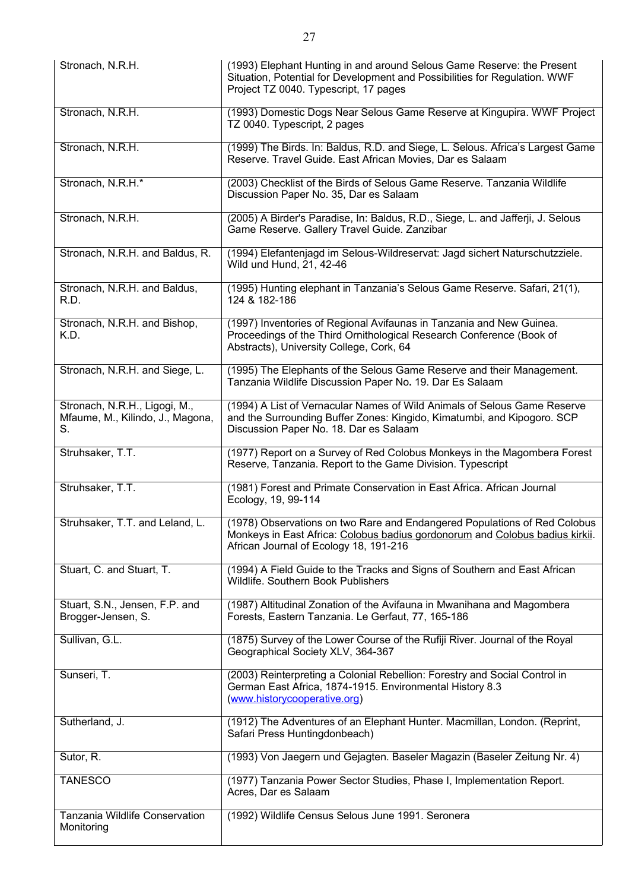| | |
|---|---|
| Stronach, N.R.H. | (1993) Elephant Hunting in and around Selous Game Reserve: the Present Situation, Potential for Development and Possibilities for Regulation. WWF Project TZ 0040. Typescript, 17 pages |
| Stronach, N.R.H. | (1993) Domestic Dogs Near Selous Game Reserve at Kingupira. WWF Project TZ 0040. Typescript, 2 pages |
| Stronach, N.R.H. | (1999) The Birds. In: Baldus, R.D. and Siege, L. Selous. Africa's Largest Game Reserve. Travel Guide. East African Movies, Dar es Salaam |
| Stronach, N.R.H.* | (2003) Checklist of the Birds of Selous Game Reserve. Tanzania Wildlife Discussion Paper No. 35, Dar es Salaam |
| Stronach, N.R.H. | (2005) A Birder's Paradise, In: Baldus, R.D., Siege, L. and Jafferji, J. Selous Game Reserve. Gallery Travel Guide. Zanzibar |
| Stronach, N.R.H. and Baldus, R. | (1994) Elefantenjagd im Selous-Wildreservat: Jagd sichert Naturschutzziele. Wild und Hund, 21, 42-46 |
| Stronach, N.R.H. and Baldus, R.D. | (1995) Hunting elephant in Tanzania's Selous Game Reserve. Safari, 21(1), 124 & 182-186 |
| Stronach, N.R.H. and Bishop, K.D. | (1997) Inventories of Regional Avifaunas in Tanzania and New Guinea. Proceedings of the Third Ornithological Research Conference (Book of Abstracts), University College, Cork, 64 |
| Stronach, N.R.H. and Siege, L. | (1995) The Elephants of the Selous Game Reserve and their Management. Tanzania Wildlife Discussion Paper No. 19. Dar Es Salaam |
| Stronach, N.R.H., Ligogi, M., Mfaume, M., Kilindo, J., Magona, S. | (1994) A List of Vernacular Names of Wild Animals of Selous Game Reserve and the Surrounding Buffer Zones: Kingido, Kimatumbi, and Kipogoro. SCP Discussion Paper No. 18. Dar es Salaam |
| Struhsaker, T.T. | (1977) Report on a Survey of Red Colobus Monkeys in the Magombera Forest Reserve, Tanzania. Report to the Game Division. Typescript |
| Struhsaker, T.T. | (1981) Forest and Primate Conservation in East Africa. African Journal Ecology, 19, 99-114 |
| Struhsaker, T.T. and Leland, L. | (1978) Observations on two Rare and Endangered Populations of Red Colobus Monkeys in East Africa: Colobus badius gordonorum and Colobus badius kirkii. African Journal of Ecology 18, 191-216 |
| Stuart, C. and Stuart, T. | (1994) A Field Guide to the Tracks and Signs of Southern and East African Wildlife. Southern Book Publishers |
| Stuart, S.N., Jensen, F.P. and Brogger-Jensen, S. | (1987) Altitudinal Zonation of the Avifauna in Mwanihana and Magombera Forests, Eastern Tanzania. Le Gerfaut, 77, 165-186 |
| Sullivan, G.L. | (1875) Survey of the Lower Course of the Rufiji River. Journal of the Royal Geographical Society XLV, 364-367 |
| Sunseri, T. | (2003) Reinterpreting a Colonial Rebellion: Forestry and Social Control in German East Africa, 1874-1915. Environmental History 8.3 (www.historycooperative.org) |
| Sutherland, J. | (1912) The Adventures of an Elephant Hunter. Macmillan, London. (Reprint, Safari Press Huntingdonbeach) |
| Sutor, R. | (1993) Von Jaegern und Gejagten. Baseler Magazin (Baseler Zeitung Nr. 4) |
| TANESCO | (1977) Tanzania Power Sector Studies, Phase I, Implementation Report. Acres, Dar es Salaam |
| Tanzania Wildlife Conservation Monitoring | (1992) Wildlife Census Selous June 1991. Seronera |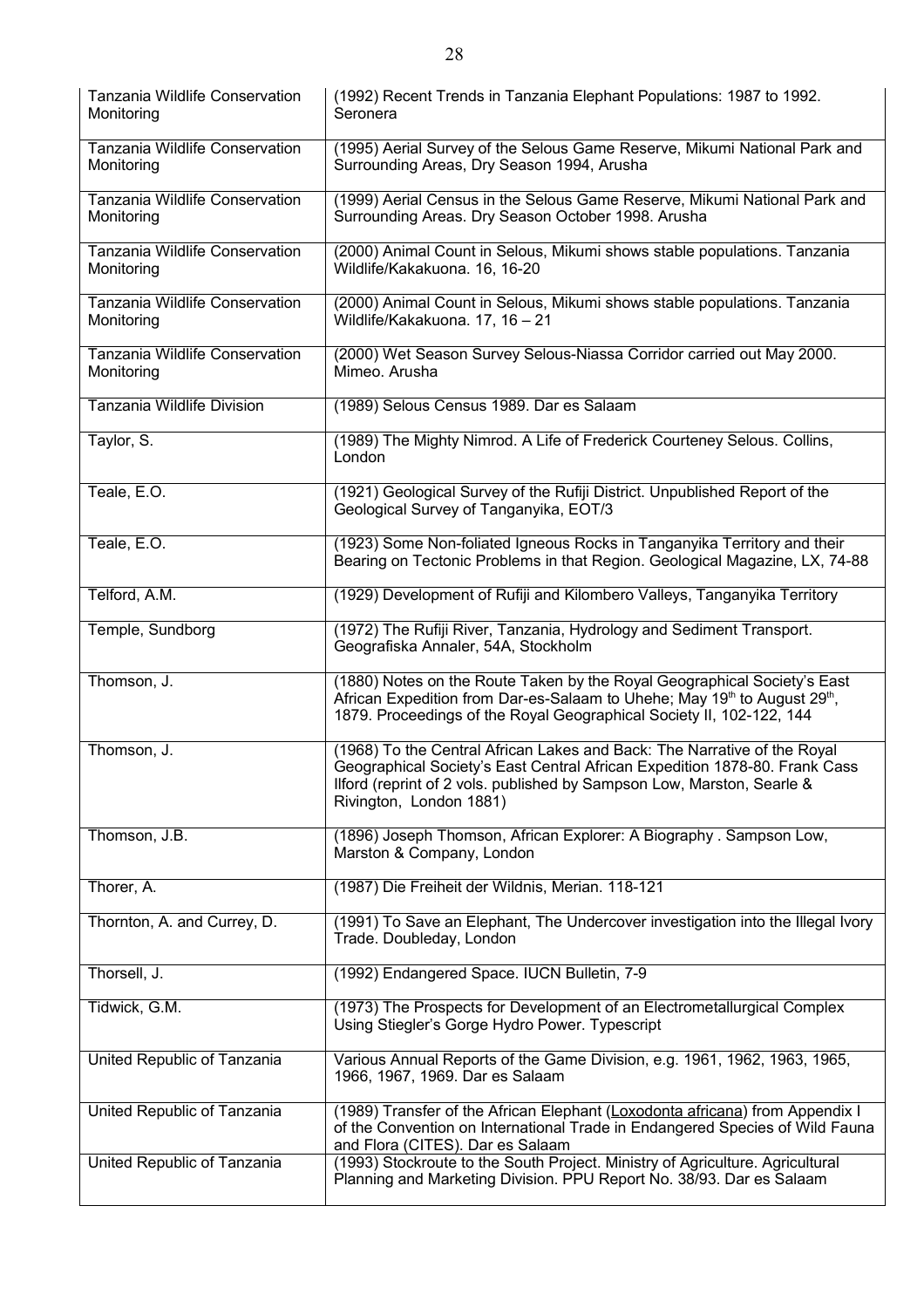| | |
|---|---|
| Tanzania Wildlife Conservation Monitoring | (1992) Recent Trends in Tanzania Elephant Populations: 1987 to 1992. Seronera |
| Tanzania Wildlife Conservation Monitoring | (1995) Aerial Survey of the Selous Game Reserve, Mikumi National Park and Surrounding Areas, Dry Season 1994, Arusha |
| Tanzania Wildlife Conservation Monitoring | (1999) Aerial Census in the Selous Game Reserve, Mikumi National Park and Surrounding Areas. Dry Season October 1998. Arusha |
| Tanzania Wildlife Conservation Monitoring | (2000) Animal Count in Selous, Mikumi shows stable populations. Tanzania Wildlife/Kakakuona. 16, 16-20 |
| Tanzania Wildlife Conservation Monitoring | (2000) Animal Count in Selous, Mikumi shows stable populations. Tanzania Wildlife/Kakakuona. 17, 16 – 21 |
| Tanzania Wildlife Conservation Monitoring | (2000) Wet Season Survey Selous-Niassa Corridor carried out May 2000. Mimeo. Arusha |
| Tanzania Wildlife Division | (1989) Selous Census 1989. Dar es Salaam |
| Taylor, S. | (1989) The Mighty Nimrod. A Life of Frederick Courteney Selous. Collins, London |
| Teale, E.O. | (1921) Geological Survey of the Rufiji District. Unpublished Report of the Geological Survey of Tanganyika, EOT/3 |
| Teale, E.O. | (1923) Some Non-foliated Igneous Rocks in Tanganyika Territory and their Bearing on Tectonic Problems in that Region. Geological Magazine, LX, 74-88 |
| Telford, A.M. | (1929) Development of Rufiji and Kilombero Valleys, Tanganyika Territory |
| Temple, Sundborg | (1972) The Rufiji River, Tanzania, Hydrology and Sediment Transport. Geografiska Annaler, 54A, Stockholm |
| Thomson, J. | (1880) Notes on the Route Taken by the Royal Geographical Society's East African Expedition from Dar-es-Salaam to Uhehe; May 19th to August 29th, 1879. Proceedings of the Royal Geographical Society II, 102-122, 144 |
| Thomson, J. | (1968) To the Central African Lakes and Back: The Narrative of the Royal Geographical Society's East Central African Expedition 1878-80. Frank Cass Ilford (reprint of 2 vols. published by Sampson Low, Marston, Searle & Rivington, London 1881) |
| Thomson, J.B. | (1896) Joseph Thomson, African Explorer: A Biography . Sampson Low, Marston & Company, London |
| Thorer, A. | (1987) Die Freiheit der Wildnis, Merian. 118-121 |
| Thornton, A. and Currey, D. | (1991) To Save an Elephant, The Undercover investigation into the Illegal Ivory Trade. Doubleday, London |
| Thorsell, J. | (1992) Endangered Space. IUCN Bulletin, 7-9 |
| Tidwick, G.M. | (1973) The Prospects for Development of an Electrometallurgical Complex Using Stiegler's Gorge Hydro Power. Typescript |
| United Republic of Tanzania | Various Annual Reports of the Game Division, e.g. 1961, 1962, 1963, 1965, 1966, 1967, 1969. Dar es Salaam |
| United Republic of Tanzania | (1989) Transfer of the African Elephant (Loxodonta africana) from Appendix I of the Convention on International Trade in Endangered Species of Wild Fauna and Flora (CITES). Dar es Salaam |
| United Republic of Tanzania | (1993) Stockroute to the South Project. Ministry of Agriculture. Agricultural Planning and Marketing Division. PPU Report No. 38/93. Dar es Salaam |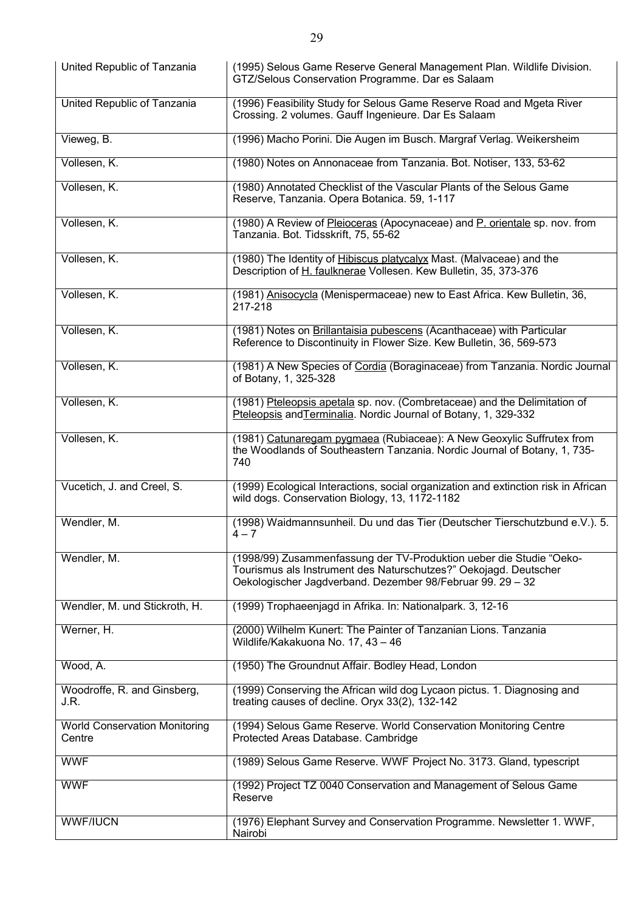| | |
|---|---|
| United Republic of Tanzania | (1995) Selous Game Reserve General Management Plan. Wildlife Division. GTZ/Selous Conservation Programme. Dar es Salaam |
| United Republic of Tanzania | (1996) Feasibility Study for Selous Game Reserve Road and Mgeta River Crossing. 2 volumes. Gauff Ingenieure. Dar Es Salaam |
| Vieweg, B. | (1996) Macho Porini. Die Augen im Busch. Margraf Verlag. Weikersheim |
| Vollesen, K. | (1980) Notes on Annonaceae from Tanzania. Bot. Notiser, 133, 53-62 |
| Vollesen, K. | (1980) Annotated Checklist of the Vascular Plants of the Selous Game Reserve, Tanzania. Opera Botanica. 59, 1-117 |
| Vollesen, K. | (1980) A Review of Pleioceras (Apocynaceae) and P. orientale sp. nov. from Tanzania. Bot. Tidsskrift, 75, 55-62 |
| Vollesen, K. | (1980) The Identity of Hibiscus platycalyx Mast. (Malvaceae) and the Description of H. faulknerae Vollesen. Kew Bulletin, 35, 373-376 |
| Vollesen, K. | (1981) Anisocycla (Menispermaceae) new to East Africa. Kew Bulletin, 36, 217-218 |
| Vollesen, K. | (1981) Notes on Brillantaisia pubescens (Acanthaceae) with Particular Reference to Discontinuity in Flower Size. Kew Bulletin, 36, 569-573 |
| Vollesen, K. | (1981) A New Species of Cordia (Boraginaceae) from Tanzania. Nordic Journal of Botany, 1, 325-328 |
| Vollesen, K. | (1981) Pteleopsis apetala sp. nov. (Combretaceae) and the Delimitation of Pteleopsis andTerminalia. Nordic Journal of Botany, 1, 329-332 |
| Vollesen, K. | (1981) Catunaregam pygmaea (Rubiaceae): A New Geoxylic Suffrutex from the Woodlands of Southeastern Tanzania. Nordic Journal of Botany, 1, 735-740 |
| Vucetich, J. and Creel, S. | (1999) Ecological Interactions, social organization and extinction risk in African wild dogs. Conservation Biology, 13, 1172-1182 |
| Wendler, M. | (1998) Waidmannsunheil. Du und das Tier (Deutscher Tierschutzbund e.V.). 5. 4 – 7 |
| Wendler, M. | (1998/99) Zusammenfassung der TV-Produktion ueber die Studie "Oeko-Tourismus als Instrument des Naturschutzes?" Oekojagd. Deutscher Oekologischer Jagdverband. Dezember 98/Februar 99. 29 – 32 |
| Wendler, M. und Stickroth, H. | (1999) Trophaeenjagd in Afrika. In: Nationalpark. 3, 12-16 |
| Werner, H. | (2000) Wilhelm Kunert: The Painter of Tanzanian Lions. Tanzania Wildlife/Kakakuona No. 17, 43 – 46 |
| Wood, A. | (1950) The Groundnut Affair. Bodley Head, London |
| Woodroffe, R. and Ginsberg, J.R. | (1999) Conserving the African wild dog Lycaon pictus. 1. Diagnosing and treating causes of decline. Oryx 33(2), 132-142 |
| World Conservation Monitoring Centre | (1994) Selous Game Reserve. World Conservation Monitoring Centre Protected Areas Database. Cambridge |
| WWF | (1989) Selous Game Reserve. WWF Project No. 3173. Gland, typescript |
| WWF | (1992) Project TZ 0040 Conservation and Management of Selous Game Reserve |
| WWF/IUCN | (1976) Elephant Survey and Conservation Programme. Newsletter 1. WWF, Nairobi |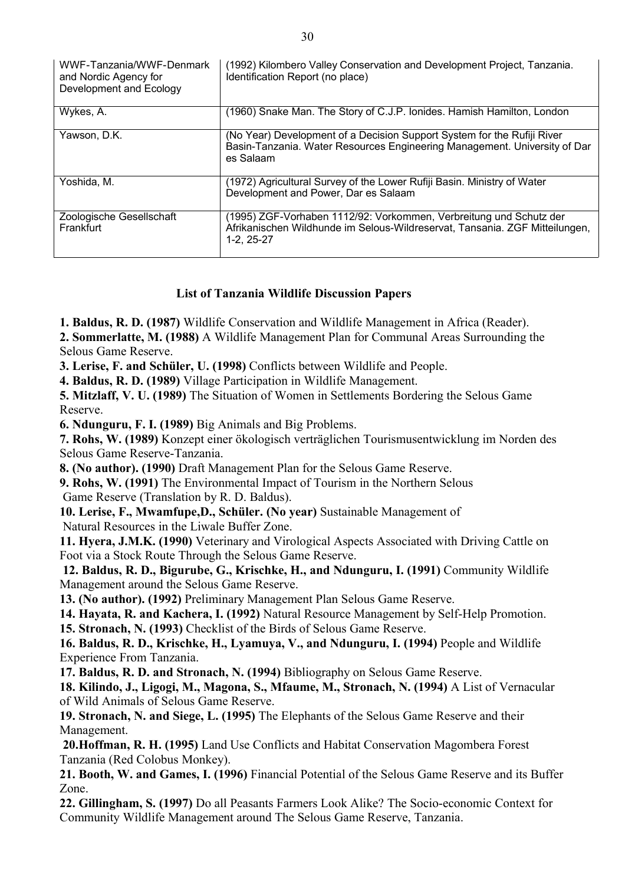| | |
|---|---|
| WWF-Tanzania/WWF-Denmark and Nordic Agency for Development and Ecology | (1992) Kilombero Valley Conservation and Development Project, Tanzania. Identification Report (no place) |
| Wykes, A. | (1960) Snake Man. The Story of C.J.P. Ionides. Hamish Hamilton, London |
| Yawson, D.K. | (No Year) Development of a Decision Support System for the Rufiji River Basin-Tanzania. Water Resources Engineering Management. University of Dar es Salaam |
| Yoshida, M. | (1972) Agricultural Survey of the Lower Rufiji Basin. Ministry of Water Development and Power, Dar es Salaam |
| Zoologische Gesellschaft Frankfurt | (1995) ZGF-Vorhaben 1112/92: Vorkommen, Verbreitung und Schutz der Afrikanischen Wildhunde im Selous-Wildreservat, Tansania. ZGF Mitteilungen, 1-2, 25-27 |

### List of Tanzania Wildlife Discussion Papers

**1. Baldus, R. D. (1987)** Wildlife Conservation and Wildlife Management in Africa (Reader).

**2. Sommerlatte, M. (1988)** A Wildlife Management Plan for Communal Areas Surrounding the Selous Game Reserve.

**3. Lerise, F. and Schüler, U. (1998)** Conflicts between Wildlife and People.

**4. Baldus, R. D. (1989)** Village Participation in Wildlife Management.

**5. Mitzlaff, V. U. (1989)** The Situation of Women in Settlements Bordering the Selous Game Reserve.

**6. Ndunguru, F. I. (1989)** Big Animals and Big Problems.

**7. Rohs, W. (1989)** Konzept einer ökologisch verträglichen Tourismusentwicklung im Norden des Selous Game Reserve-Tanzania.

**8. (No author). (1990)** Draft Management Plan for the Selous Game Reserve.

**9. Rohs, W. (1991)** The Environmental Impact of Tourism in the Northern Selous Game Reserve (Translation by R. D. Baldus).

**10. Lerise, F., Mwamfupe,D., Schüler. (No year)** Sustainable Management of Natural Resources in the Liwale Buffer Zone.

**11. Hyera, J.M.K. (1990)** Veterinary and Virological Aspects Associated with Driving Cattle on Foot via a Stock Route Through the Selous Game Reserve.

**12. Baldus, R. D., Bigurube, G., Krischke, H., and Ndunguru, I. (1991)** Community Wildlife Management around the Selous Game Reserve.

**13. (No author). (1992)** Preliminary Management Plan Selous Game Reserve.

**14. Hayata, R. and Kachera, I. (1992)** Natural Resource Management by Self-Help Promotion.

**15. Stronach, N. (1993)** Checklist of the Birds of Selous Game Reserve.

**16. Baldus, R. D., Krischke, H., Lyamuya, V., and Ndunguru, I. (1994)** People and Wildlife Experience From Tanzania.

**17. Baldus, R. D. and Stronach, N. (1994)** Bibliography on Selous Game Reserve.

**18. Kilindo, J., Ligogi, M., Magona, S., Mfaume, M., Stronach, N. (1994)** A List of Vernacular of Wild Animals of Selous Game Reserve.

**19. Stronach, N. and Siege, L. (1995)** The Elephants of the Selous Game Reserve and their Management.

**20.Hoffman, R. H. (1995)** Land Use Conflicts and Habitat Conservation Magombera Forest Tanzania (Red Colobus Monkey).

**21. Booth, W. and Games, I. (1996)** Financial Potential of the Selous Game Reserve and its Buffer Zone.

**22. Gillingham, S. (1997)** Do all Peasants Farmers Look Alike? The Socio-economic Context for Community Wildlife Management around The Selous Game Reserve, Tanzania.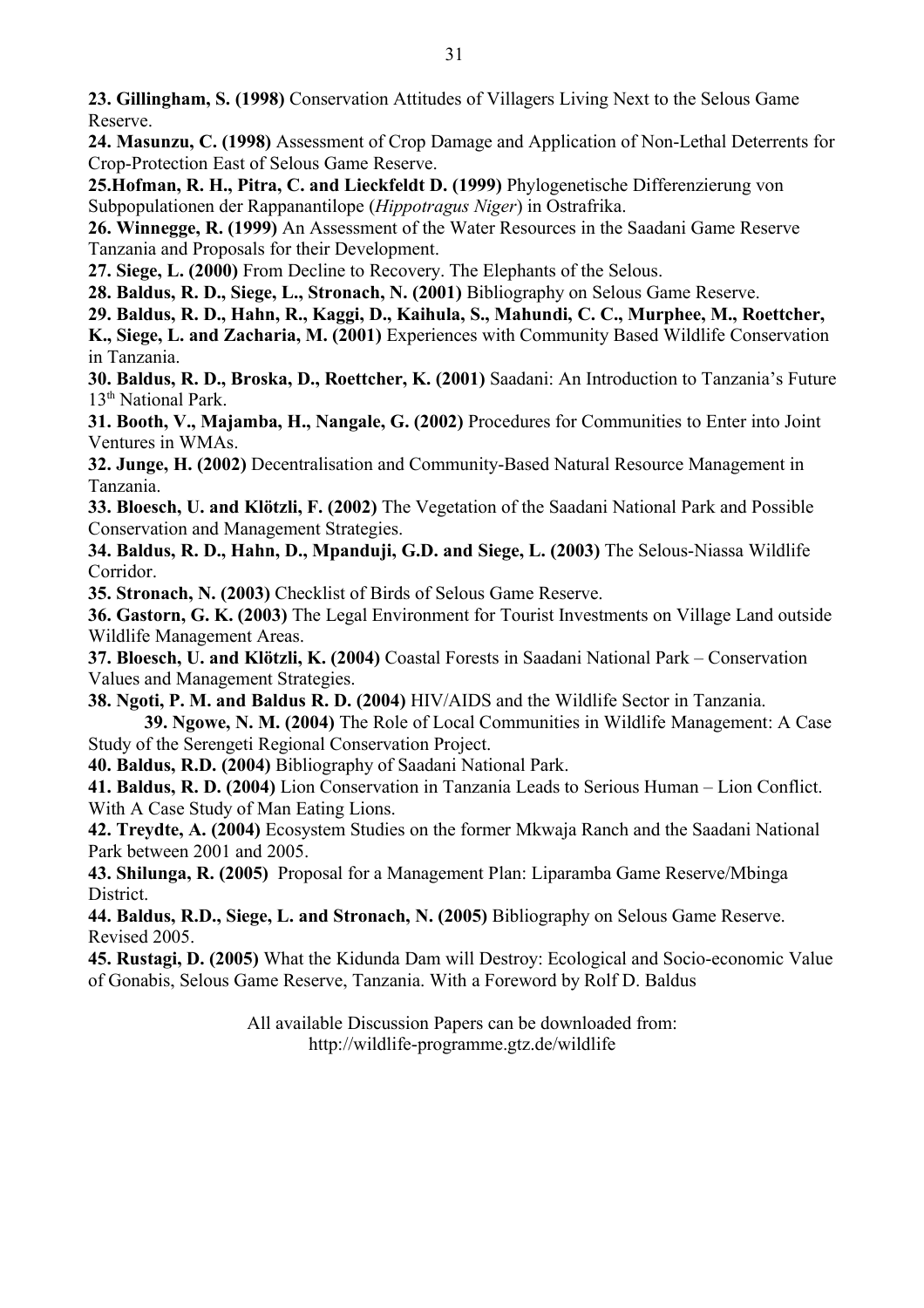**23. Gillingham, S. (1998)** Conservation Attitudes of Villagers Living Next to the Selous Game Reserve.

**24. Masunzu, C. (1998)** Assessment of Crop Damage and Application of Non-Lethal Deterrents for Crop-Protection East of Selous Game Reserve.

**25.Hofman, R. H., Pitra, C. and Lieckfeldt D. (1999)** Phylogenetische Differenzierung von Subpopulationen der Rappanantilope (*Hippotragus Niger*) in Ostrafrika.

**26. Winnegge, R. (1999)** An Assessment of the Water Resources in the Saadani Game Reserve Tanzania and Proposals for their Development.

**27. Siege, L. (2000)** From Decline to Recovery. The Elephants of the Selous.

**28. Baldus, R. D., Siege, L., Stronach, N. (2001)** Bibliography on Selous Game Reserve.

**29. Baldus, R. D., Hahn, R., Kaggi, D., Kaihula, S., Mahundi, C. C., Murphee, M., Roettcher, K., Siege, L. and Zacharia, M. (2001)** Experiences with Community Based Wildlife Conservation in Tanzania.

**30. Baldus, R. D., Broska, D., Roettcher, K. (2001)** Saadani: An Introduction to Tanzania's Future 13th National Park.

**31. Booth, V., Majamba, H., Nangale, G. (2002)** Procedures for Communities to Enter into Joint Ventures in WMAs.

**32. Junge, H. (2002)** Decentralisation and Community-Based Natural Resource Management in Tanzania.

**33. Bloesch, U. and Klötzli, F. (2002)** The Vegetation of the Saadani National Park and Possible Conservation and Management Strategies.

**34. Baldus, R. D., Hahn, D., Mpanduji, G.D. and Siege, L. (2003)** The Selous-Niassa Wildlife Corridor.

**35. Stronach, N. (2003)** Checklist of Birds of Selous Game Reserve.

**36. Gastorn, G. K. (2003)** The Legal Environment for Tourist Investments on Village Land outside Wildlife Management Areas.

**37. Bloesch, U. and Klötzli, K. (2004)** Coastal Forests in Saadani National Park – Conservation Values and Management Strategies.

**38. Ngoti, P. M. and Baldus R. D. (2004)** HIV/AIDS and the Wildlife Sector in Tanzania.

**39. Ngowe, N. M. (2004)** The Role of Local Communities in Wildlife Management: A Case Study of the Serengeti Regional Conservation Project.

**40. Baldus, R.D. (2004)** Bibliography of Saadani National Park.

**41. Baldus, R. D. (2004)** Lion Conservation in Tanzania Leads to Serious Human – Lion Conflict. With A Case Study of Man Eating Lions.

**42. Treydte, A. (2004)** Ecosystem Studies on the former Mkwaja Ranch and the Saadani National Park between 2001 and 2005.

**43. Shilunga, R. (2005)** Proposal for a Management Plan: Liparamba Game Reserve/Mbinga District.

**44. Baldus, R.D., Siege, L. and Stronach, N. (2005)** Bibliography on Selous Game Reserve. Revised 2005.

**45. Rustagi, D. (2005)** What the Kidunda Dam will Destroy: Ecological and Socio-economic Value of Gonabis, Selous Game Reserve, Tanzania. With a Foreword by Rolf D. Baldus

All available Discussion Papers can be downloaded from:
http://wildlife-programme.gtz.de/wildlife